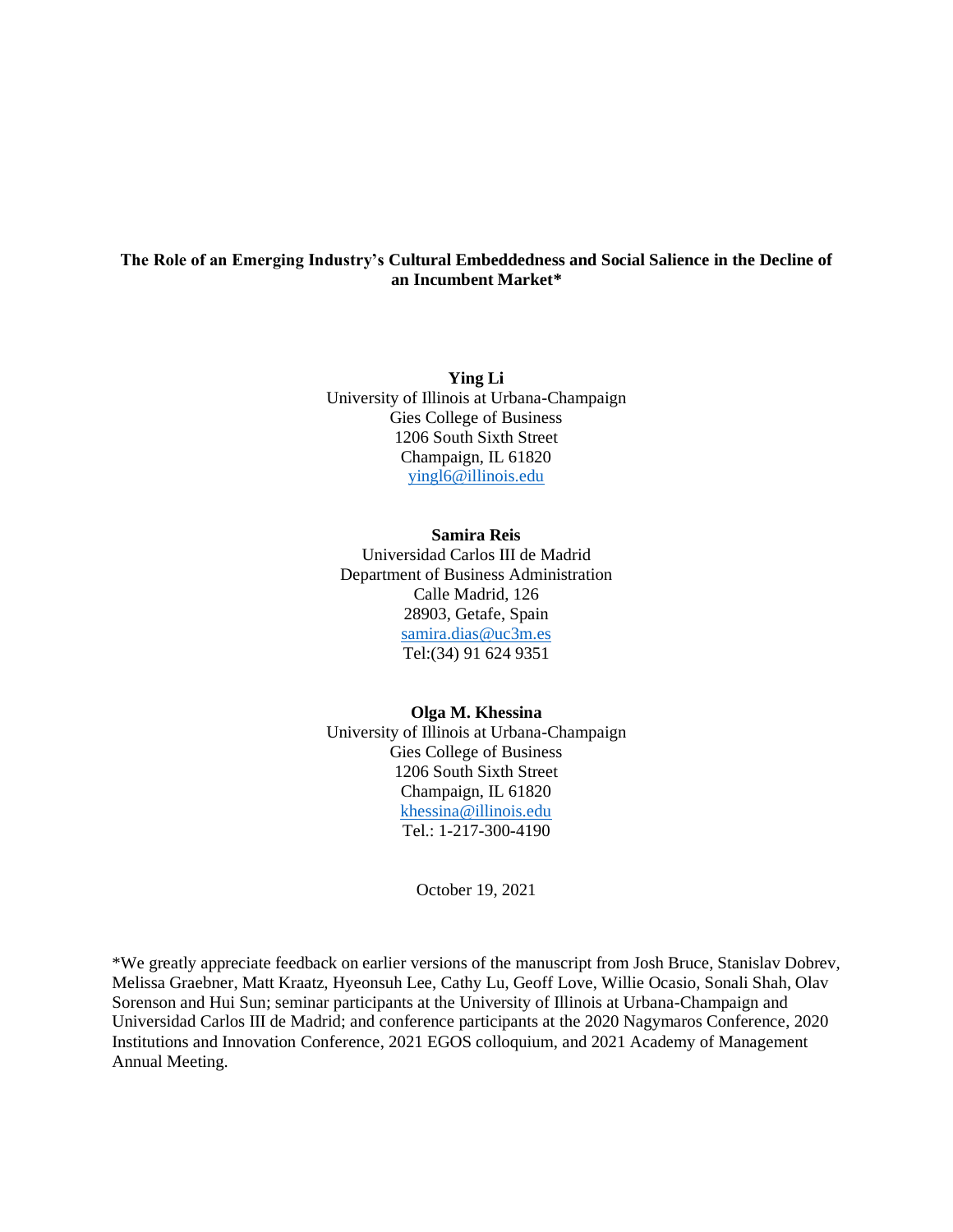# The Role of an Emerging Industry's Cultural Embeddedness and Social Salience in the Decline of an Incumbent Market*

**Ying Li**
University of Illinois at Urbana-Champaign
Gies College of Business
1206 South Sixth Street
Champaign, IL 61820
yingl6@illinois.edu

**Samira Reis**
Universidad Carlos III de Madrid
Department of Business Administration
Calle Madrid, 126
28903, Getafe, Spain
samira.dias@uc3m.es
Tel:(34) 91 624 9351

**Olga M. Khessina**
University of Illinois at Urbana-Champaign
Gies College of Business
1206 South Sixth Street
Champaign, IL 61820
khessina@illinois.edu
Tel.: 1-217-300-4190

October 19, 2021

*We greatly appreciate feedback on earlier versions of the manuscript from Josh Bruce, Stanislav Dobrev, Melissa Graebner, Matt Kraatz, Hyeonsuh Lee, Cathy Lu, Geoff Love, Willie Ocasio, Sonali Shah, Olav Sorenson and Hui Sun; seminar participants at the University of Illinois at Urbana-Champaign and Universidad Carlos III de Madrid; and conference participants at the 2020 Nagymaros Conference, 2020 Institutions and Innovation Conference, 2021 EGOS colloquium, and 2021 Academy of Management Annual Meeting.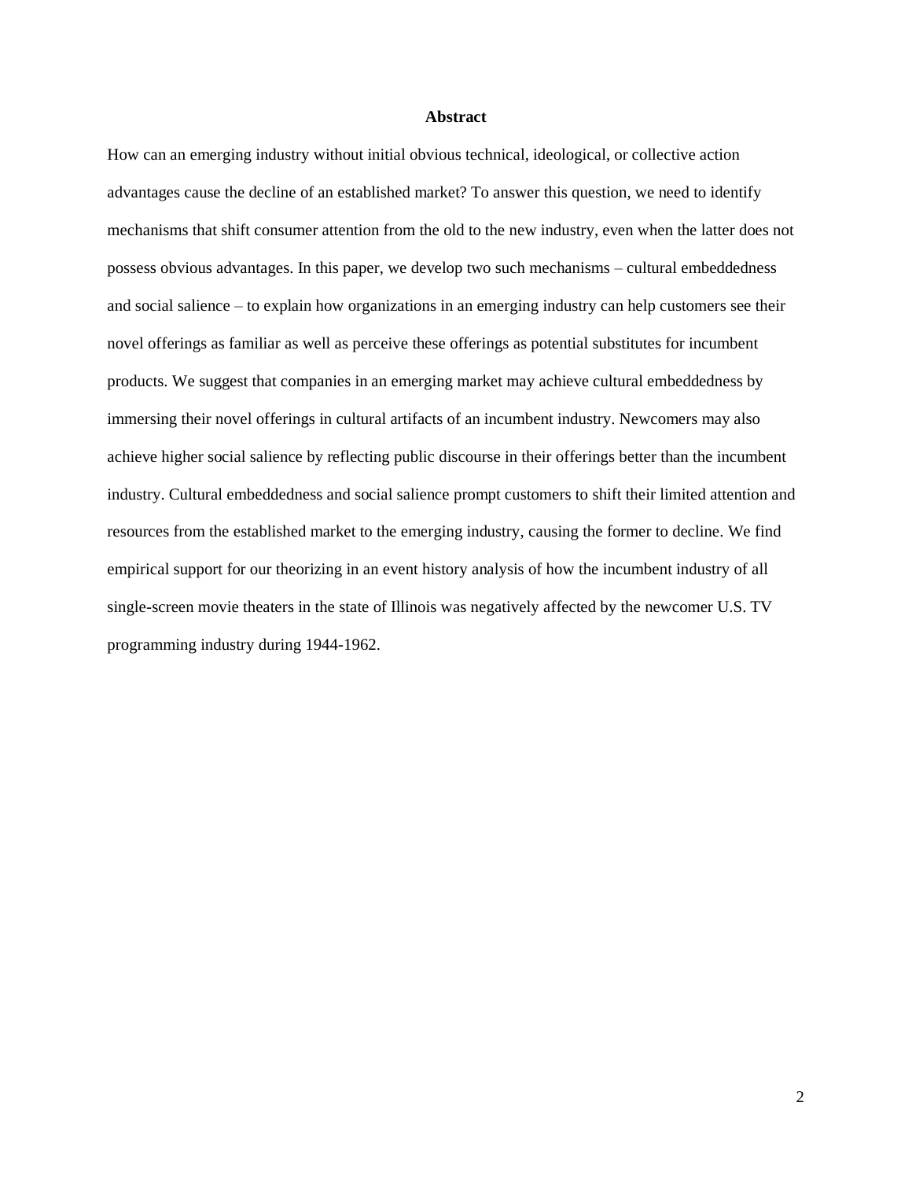## Abstract

How can an emerging industry without initial obvious technical, ideological, or collective action advantages cause the decline of an established market? To answer this question, we need to identify mechanisms that shift consumer attention from the old to the new industry, even when the latter does not possess obvious advantages. In this paper, we develop two such mechanisms – cultural embeddedness and social salience – to explain how organizations in an emerging industry can help customers see their novel offerings as familiar as well as perceive these offerings as potential substitutes for incumbent products. We suggest that companies in an emerging market may achieve cultural embeddedness by immersing their novel offerings in cultural artifacts of an incumbent industry. Newcomers may also achieve higher social salience by reflecting public discourse in their offerings better than the incumbent industry. Cultural embeddedness and social salience prompt customers to shift their limited attention and resources from the established market to the emerging industry, causing the former to decline. We find empirical support for our theorizing in an event history analysis of how the incumbent industry of all single-screen movie theaters in the state of Illinois was negatively affected by the newcomer U.S. TV programming industry during 1944-1962.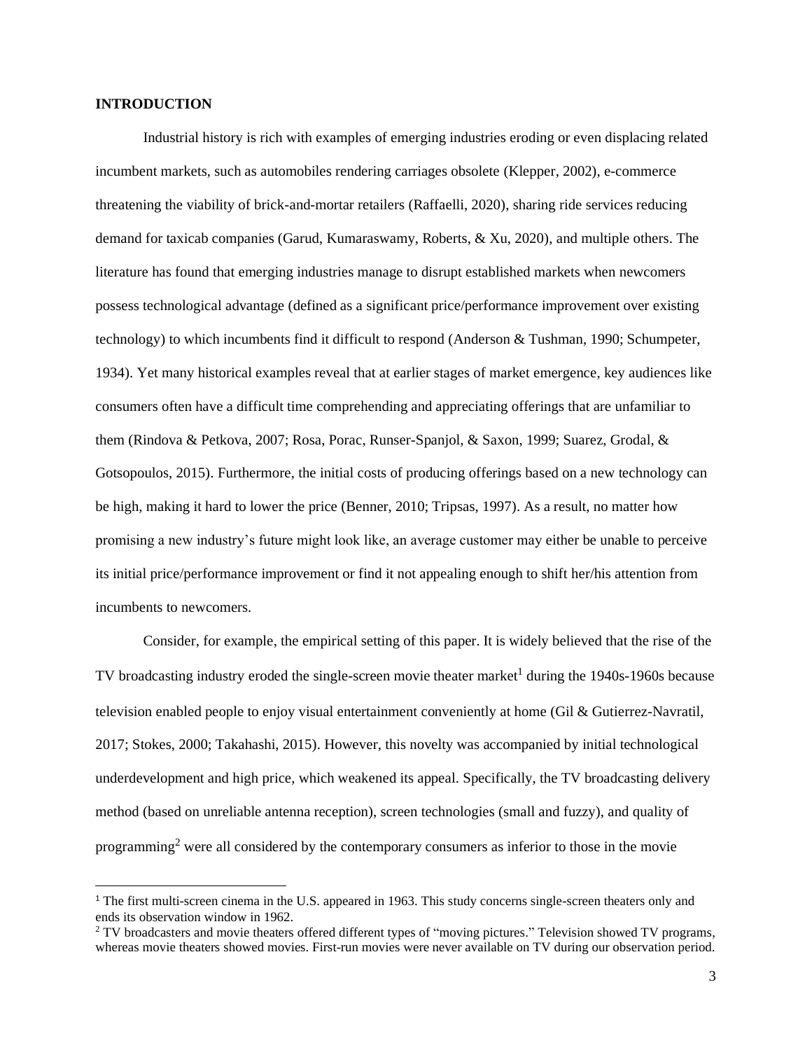## INTRODUCTION

Industrial history is rich with examples of emerging industries eroding or even displacing related incumbent markets, such as automobiles rendering carriages obsolete (Klepper, 2002), e-commerce threatening the viability of brick-and-mortar retailers (Raffaelli, 2020), sharing ride services reducing demand for taxicab companies (Garud, Kumaraswamy, Roberts, & Xu, 2020), and multiple others. The literature has found that emerging industries manage to disrupt established markets when newcomers possess technological advantage (defined as a significant price/performance improvement over existing technology) to which incumbents find it difficult to respond (Anderson & Tushman, 1990; Schumpeter, 1934). Yet many historical examples reveal that at earlier stages of market emergence, key audiences like consumers often have a difficult time comprehending and appreciating offerings that are unfamiliar to them (Rindova & Petkova, 2007; Rosa, Porac, Runser-Spanjol, & Saxon, 1999; Suarez, Grodal, & Gotsopoulos, 2015). Furthermore, the initial costs of producing offerings based on a new technology can be high, making it hard to lower the price (Benner, 2010; Tripsas, 1997). As a result, no matter how promising a new industry's future might look like, an average customer may either be unable to perceive its initial price/performance improvement or find it not appealing enough to shift her/his attention from incumbents to newcomers.

Consider, for example, the empirical setting of this paper. It is widely believed that the rise of the TV broadcasting industry eroded the single-screen movie theater market[1] during the 1940s-1960s because television enabled people to enjoy visual entertainment conveniently at home (Gil & Gutierrez-Navratil, 2017; Stokes, 2000; Takahashi, 2015). However, this novelty was accompanied by initial technological underdevelopment and high price, which weakened its appeal. Specifically, the TV broadcasting delivery method (based on unreliable antenna reception), screen technologies (small and fuzzy), and quality of programming[2] were all considered by the contemporary consumers as inferior to those in the movie

[1] The first multi-screen cinema in the U.S. appeared in 1963. This study concerns single-screen theaters only and ends its observation window in 1962.

[2] TV broadcasters and movie theaters offered different types of "moving pictures." Television showed TV programs, whereas movie theaters showed movies. First-run movies were never available on TV during our observation period.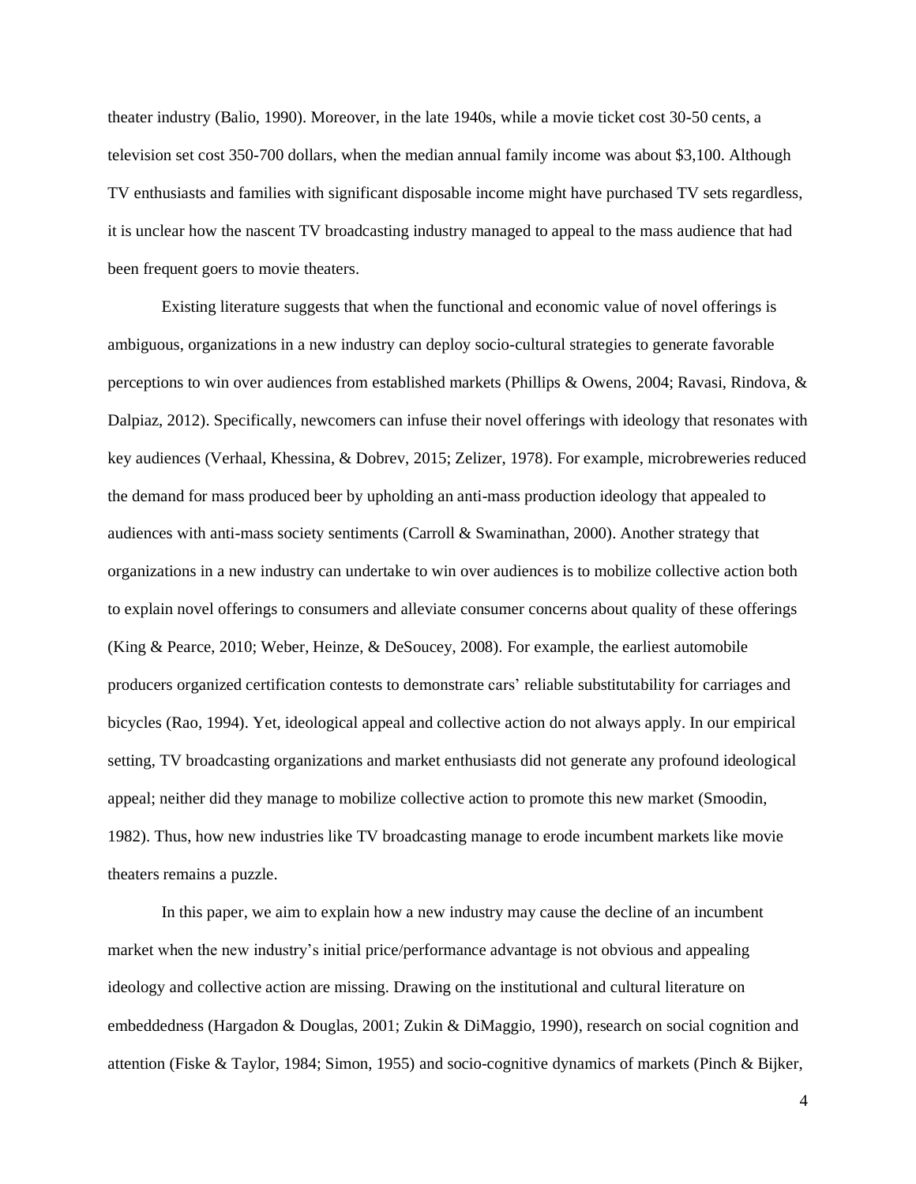theater industry (Balio, 1990). Moreover, in the late 1940s, while a movie ticket cost 30-50 cents, a television set cost 350-700 dollars, when the median annual family income was about $3,100. Although TV enthusiasts and families with significant disposable income might have purchased TV sets regardless, it is unclear how the nascent TV broadcasting industry managed to appeal to the mass audience that had been frequent goers to movie theaters.

Existing literature suggests that when the functional and economic value of novel offerings is ambiguous, organizations in a new industry can deploy socio-cultural strategies to generate favorable perceptions to win over audiences from established markets (Phillips & Owens, 2004; Ravasi, Rindova, & Dalpiaz, 2012). Specifically, newcomers can infuse their novel offerings with ideology that resonates with key audiences (Verhaal, Khessina, & Dobrev, 2015; Zelizer, 1978). For example, microbreweries reduced the demand for mass produced beer by upholding an anti-mass production ideology that appealed to audiences with anti-mass society sentiments (Carroll & Swaminathan, 2000). Another strategy that organizations in a new industry can undertake to win over audiences is to mobilize collective action both to explain novel offerings to consumers and alleviate consumer concerns about quality of these offerings (King & Pearce, 2010; Weber, Heinze, & DeSoucey, 2008). For example, the earliest automobile producers organized certification contests to demonstrate cars' reliable substitutability for carriages and bicycles (Rao, 1994). Yet, ideological appeal and collective action do not always apply. In our empirical setting, TV broadcasting organizations and market enthusiasts did not generate any profound ideological appeal; neither did they manage to mobilize collective action to promote this new market (Smoodin, 1982). Thus, how new industries like TV broadcasting manage to erode incumbent markets like movie theaters remains a puzzle.

In this paper, we aim to explain how a new industry may cause the decline of an incumbent market when the new industry's initial price/performance advantage is not obvious and appealing ideology and collective action are missing. Drawing on the institutional and cultural literature on embeddedness (Hargadon & Douglas, 2001; Zukin & DiMaggio, 1990), research on social cognition and attention (Fiske & Taylor, 1984; Simon, 1955) and socio-cognitive dynamics of markets (Pinch & Bijker,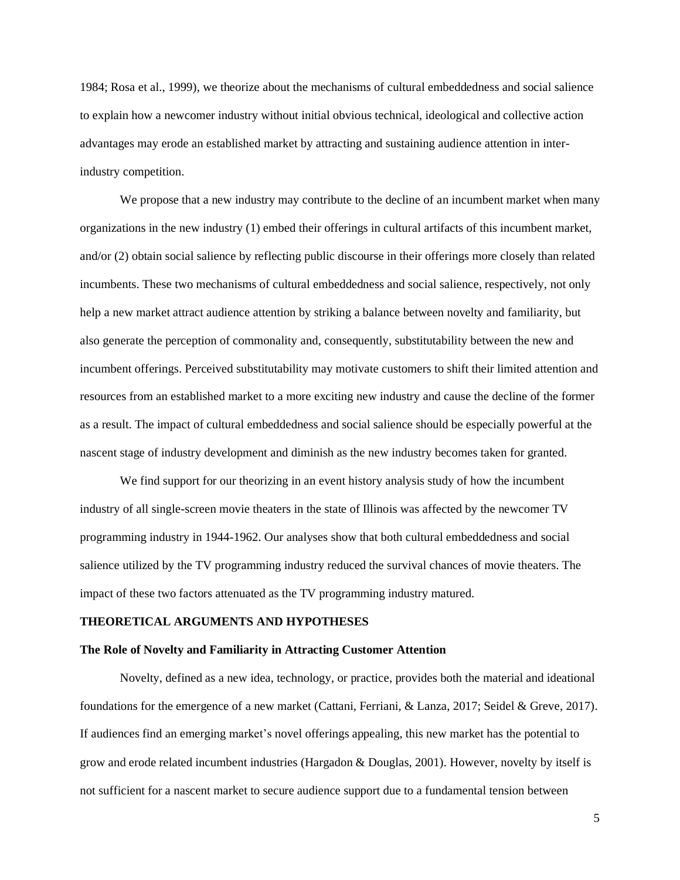1984; Rosa et al., 1999), we theorize about the mechanisms of cultural embeddedness and social salience to explain how a newcomer industry without initial obvious technical, ideological and collective action advantages may erode an established market by attracting and sustaining audience attention in inter-industry competition.

We propose that a new industry may contribute to the decline of an incumbent market when many organizations in the new industry (1) embed their offerings in cultural artifacts of this incumbent market, and/or (2) obtain social salience by reflecting public discourse in their offerings more closely than related incumbents. These two mechanisms of cultural embeddedness and social salience, respectively, not only help a new market attract audience attention by striking a balance between novelty and familiarity, but also generate the perception of commonality and, consequently, substitutability between the new and incumbent offerings. Perceived substitutability may motivate customers to shift their limited attention and resources from an established market to a more exciting new industry and cause the decline of the former as a result. The impact of cultural embeddedness and social salience should be especially powerful at the nascent stage of industry development and diminish as the new industry becomes taken for granted.

We find support for our theorizing in an event history analysis study of how the incumbent industry of all single-screen movie theaters in the state of Illinois was affected by the newcomer TV programming industry in 1944-1962. Our analyses show that both cultural embeddedness and social salience utilized by the TV programming industry reduced the survival chances of movie theaters. The impact of these two factors attenuated as the TV programming industry matured.

## THEORETICAL ARGUMENTS AND HYPOTHESES

### The Role of Novelty and Familiarity in Attracting Customer Attention

Novelty, defined as a new idea, technology, or practice, provides both the material and ideational foundations for the emergence of a new market (Cattani, Ferriani, & Lanza, 2017; Seidel & Greve, 2017). If audiences find an emerging market's novel offerings appealing, this new market has the potential to grow and erode related incumbent industries (Hargadon & Douglas, 2001). However, novelty by itself is not sufficient for a nascent market to secure audience support due to a fundamental tension between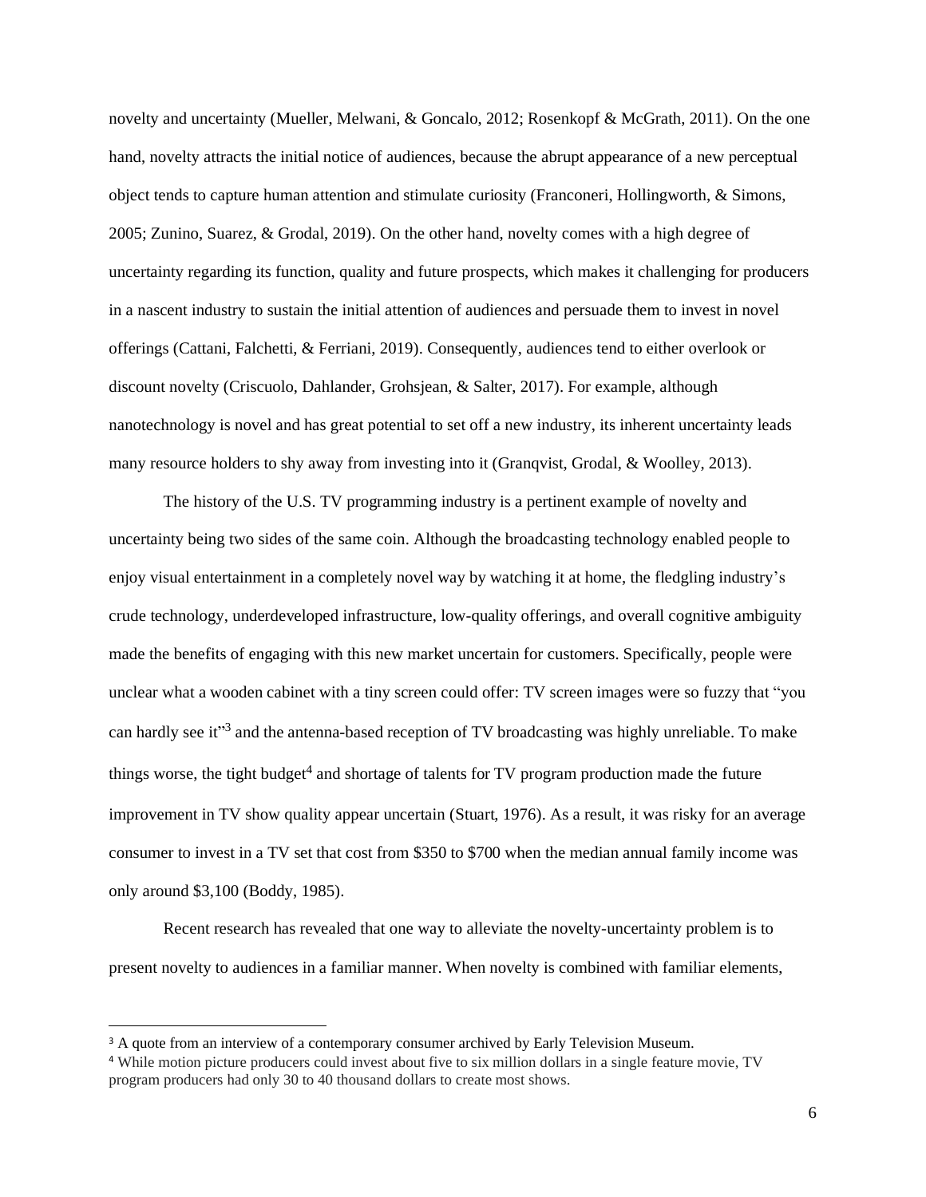novelty and uncertainty (Mueller, Melwani, & Goncalo, 2012; Rosenkopf & McGrath, 2011). On the one hand, novelty attracts the initial notice of audiences, because the abrupt appearance of a new perceptual object tends to capture human attention and stimulate curiosity (Franconeri, Hollingworth, & Simons, 2005; Zunino, Suarez, & Grodal, 2019). On the other hand, novelty comes with a high degree of uncertainty regarding its function, quality and future prospects, which makes it challenging for producers in a nascent industry to sustain the initial attention of audiences and persuade them to invest in novel offerings (Cattani, Falchetti, & Ferriani, 2019). Consequently, audiences tend to either overlook or discount novelty (Criscuolo, Dahlander, Grohsjean, & Salter, 2017). For example, although nanotechnology is novel and has great potential to set off a new industry, its inherent uncertainty leads many resource holders to shy away from investing into it (Granqvist, Grodal, & Woolley, 2013).

The history of the U.S. TV programming industry is a pertinent example of novelty and uncertainty being two sides of the same coin. Although the broadcasting technology enabled people to enjoy visual entertainment in a completely novel way by watching it at home, the fledgling industry's crude technology, underdeveloped infrastructure, low-quality offerings, and overall cognitive ambiguity made the benefits of engaging with this new market uncertain for customers. Specifically, people were unclear what a wooden cabinet with a tiny screen could offer: TV screen images were so fuzzy that "you can hardly see it"[3] and the antenna-based reception of TV broadcasting was highly unreliable. To make things worse, the tight budget[4] and shortage of talents for TV program production made the future improvement in TV show quality appear uncertain (Stuart, 1976). As a result, it was risky for an average consumer to invest in a TV set that cost from $350 to $700 when the median annual family income was only around $3,100 (Boddy, 1985).

Recent research has revealed that one way to alleviate the novelty-uncertainty problem is to present novelty to audiences in a familiar manner. When novelty is combined with familiar elements,

[3] A quote from an interview of a contemporary consumer archived by Early Television Museum.

[4] While motion picture producers could invest about five to six million dollars in a single feature movie, TV program producers had only 30 to 40 thousand dollars to create most shows.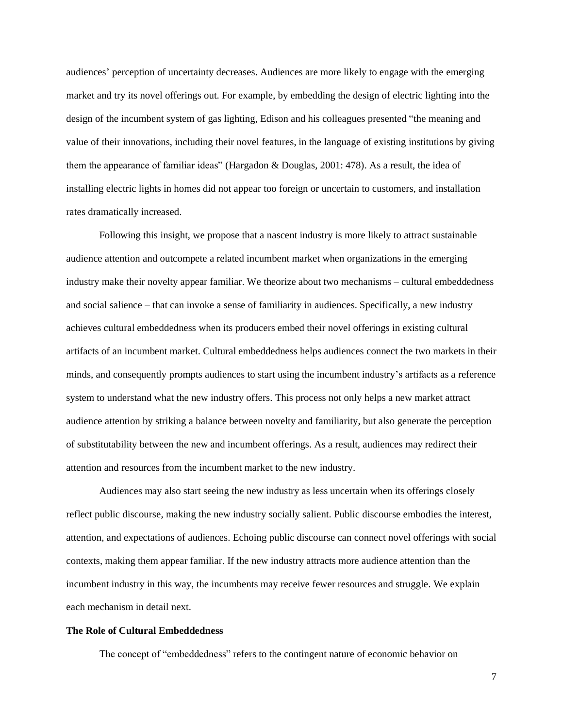audiences' perception of uncertainty decreases. Audiences are more likely to engage with the emerging market and try its novel offerings out. For example, by embedding the design of electric lighting into the design of the incumbent system of gas lighting, Edison and his colleagues presented "the meaning and value of their innovations, including their novel features, in the language of existing institutions by giving them the appearance of familiar ideas" (Hargadon & Douglas, 2001: 478). As a result, the idea of installing electric lights in homes did not appear too foreign or uncertain to customers, and installation rates dramatically increased.

Following this insight, we propose that a nascent industry is more likely to attract sustainable audience attention and outcompete a related incumbent market when organizations in the emerging industry make their novelty appear familiar. We theorize about two mechanisms – cultural embeddedness and social salience – that can invoke a sense of familiarity in audiences. Specifically, a new industry achieves cultural embeddedness when its producers embed their novel offerings in existing cultural artifacts of an incumbent market. Cultural embeddedness helps audiences connect the two markets in their minds, and consequently prompts audiences to start using the incumbent industry's artifacts as a reference system to understand what the new industry offers. This process not only helps a new market attract audience attention by striking a balance between novelty and familiarity, but also generate the perception of substitutability between the new and incumbent offerings. As a result, audiences may redirect their attention and resources from the incumbent market to the new industry.

Audiences may also start seeing the new industry as less uncertain when its offerings closely reflect public discourse, making the new industry socially salient. Public discourse embodies the interest, attention, and expectations of audiences. Echoing public discourse can connect novel offerings with social contexts, making them appear familiar. If the new industry attracts more audience attention than the incumbent industry in this way, the incumbents may receive fewer resources and struggle. We explain each mechanism in detail next.

**The Role of Cultural Embeddedness**

The concept of "embeddedness" refers to the contingent nature of economic behavior on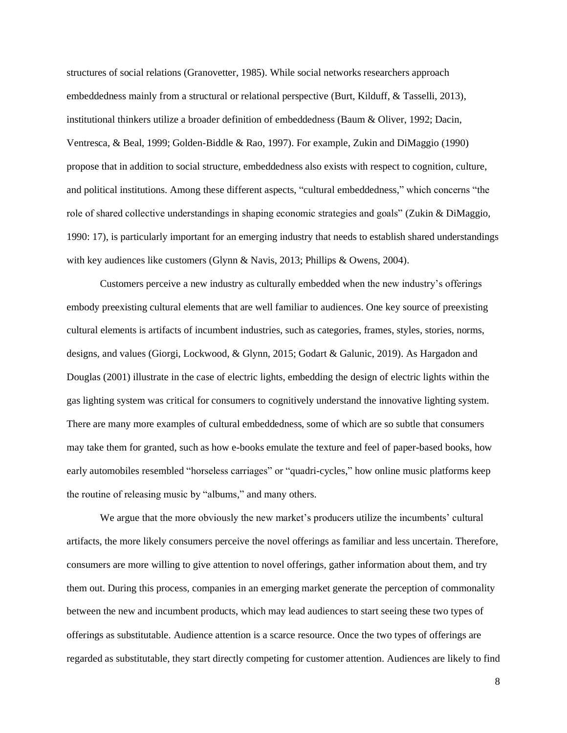structures of social relations (Granovetter, 1985). While social networks researchers approach embeddedness mainly from a structural or relational perspective (Burt, Kilduff, & Tasselli, 2013), institutional thinkers utilize a broader definition of embeddedness (Baum & Oliver, 1992; Dacin, Ventresca, & Beal, 1999; Golden-Biddle & Rao, 1997). For example, Zukin and DiMaggio (1990) propose that in addition to social structure, embeddedness also exists with respect to cognition, culture, and political institutions. Among these different aspects, "cultural embeddedness," which concerns "the role of shared collective understandings in shaping economic strategies and goals" (Zukin & DiMaggio, 1990: 17), is particularly important for an emerging industry that needs to establish shared understandings with key audiences like customers (Glynn & Navis, 2013; Phillips & Owens, 2004).

Customers perceive a new industry as culturally embedded when the new industry's offerings embody preexisting cultural elements that are well familiar to audiences. One key source of preexisting cultural elements is artifacts of incumbent industries, such as categories, frames, styles, stories, norms, designs, and values (Giorgi, Lockwood, & Glynn, 2015; Godart & Galunic, 2019). As Hargadon and Douglas (2001) illustrate in the case of electric lights, embedding the design of electric lights within the gas lighting system was critical for consumers to cognitively understand the innovative lighting system. There are many more examples of cultural embeddedness, some of which are so subtle that consumers may take them for granted, such as how e-books emulate the texture and feel of paper-based books, how early automobiles resembled "horseless carriages" or "quadri-cycles," how online music platforms keep the routine of releasing music by "albums," and many others.

We argue that the more obviously the new market's producers utilize the incumbents' cultural artifacts, the more likely consumers perceive the novel offerings as familiar and less uncertain. Therefore, consumers are more willing to give attention to novel offerings, gather information about them, and try them out. During this process, companies in an emerging market generate the perception of commonality between the new and incumbent products, which may lead audiences to start seeing these two types of offerings as substitutable. Audience attention is a scarce resource. Once the two types of offerings are regarded as substitutable, they start directly competing for customer attention. Audiences are likely to find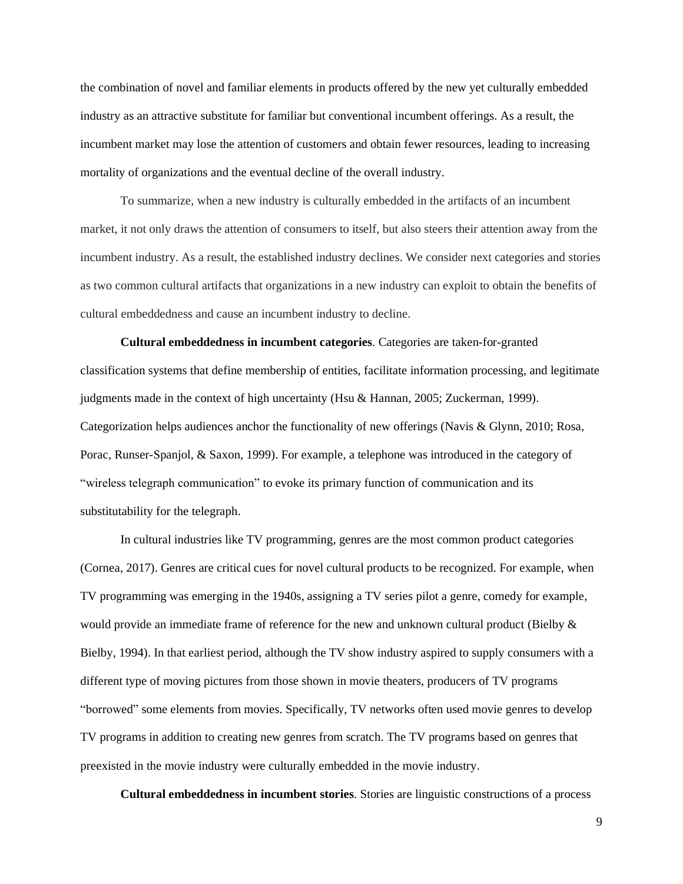the combination of novel and familiar elements in products offered by the new yet culturally embedded industry as an attractive substitute for familiar but conventional incumbent offerings. As a result, the incumbent market may lose the attention of customers and obtain fewer resources, leading to increasing mortality of organizations and the eventual decline of the overall industry.

To summarize, when a new industry is culturally embedded in the artifacts of an incumbent market, it not only draws the attention of consumers to itself, but also steers their attention away from the incumbent industry. As a result, the established industry declines. We consider next categories and stories as two common cultural artifacts that organizations in a new industry can exploit to obtain the benefits of cultural embeddedness and cause an incumbent industry to decline.

**Cultural embeddedness in incumbent categories**. Categories are taken-for-granted classification systems that define membership of entities, facilitate information processing, and legitimate judgments made in the context of high uncertainty (Hsu & Hannan, 2005; Zuckerman, 1999). Categorization helps audiences anchor the functionality of new offerings (Navis & Glynn, 2010; Rosa, Porac, Runser-Spanjol, & Saxon, 1999). For example, a telephone was introduced in the category of "wireless telegraph communication" to evoke its primary function of communication and its substitutability for the telegraph.

In cultural industries like TV programming, genres are the most common product categories (Cornea, 2017). Genres are critical cues for novel cultural products to be recognized. For example, when TV programming was emerging in the 1940s, assigning a TV series pilot a genre, comedy for example, would provide an immediate frame of reference for the new and unknown cultural product (Bielby & Bielby, 1994). In that earliest period, although the TV show industry aspired to supply consumers with a different type of moving pictures from those shown in movie theaters, producers of TV programs "borrowed" some elements from movies. Specifically, TV networks often used movie genres to develop TV programs in addition to creating new genres from scratch. The TV programs based on genres that preexisted in the movie industry were culturally embedded in the movie industry.

**Cultural embeddedness in incumbent stories**. Stories are linguistic constructions of a process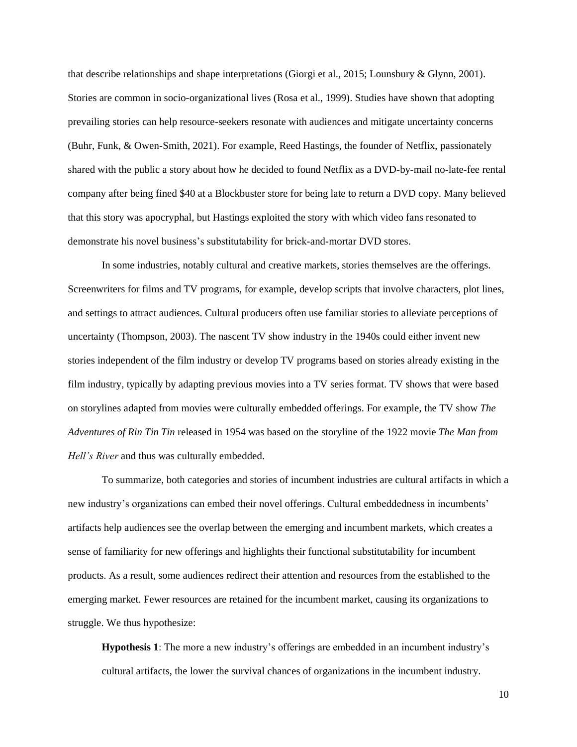that describe relationships and shape interpretations (Giorgi et al., 2015; Lounsbury & Glynn, 2001). Stories are common in socio-organizational lives (Rosa et al., 1999). Studies have shown that adopting prevailing stories can help resource-seekers resonate with audiences and mitigate uncertainty concerns (Buhr, Funk, & Owen-Smith, 2021). For example, Reed Hastings, the founder of Netflix, passionately shared with the public a story about how he decided to found Netflix as a DVD-by-mail no-late-fee rental company after being fined $40 at a Blockbuster store for being late to return a DVD copy. Many believed that this story was apocryphal, but Hastings exploited the story with which video fans resonated to demonstrate his novel business's substitutability for brick-and-mortar DVD stores.

In some industries, notably cultural and creative markets, stories themselves are the offerings. Screenwriters for films and TV programs, for example, develop scripts that involve characters, plot lines, and settings to attract audiences. Cultural producers often use familiar stories to alleviate perceptions of uncertainty (Thompson, 2003). The nascent TV show industry in the 1940s could either invent new stories independent of the film industry or develop TV programs based on stories already existing in the film industry, typically by adapting previous movies into a TV series format. TV shows that were based on storylines adapted from movies were culturally embedded offerings. For example, the TV show *The Adventures of Rin Tin Tin* released in 1954 was based on the storyline of the 1922 movie *The Man from Hell's River* and thus was culturally embedded.

To summarize, both categories and stories of incumbent industries are cultural artifacts in which a new industry's organizations can embed their novel offerings. Cultural embeddedness in incumbents' artifacts help audiences see the overlap between the emerging and incumbent markets, which creates a sense of familiarity for new offerings and highlights their functional substitutability for incumbent products. As a result, some audiences redirect their attention and resources from the established to the emerging market. Fewer resources are retained for the incumbent market, causing its organizations to struggle. We thus hypothesize:

**Hypothesis 1**: The more a new industry's offerings are embedded in an incumbent industry's cultural artifacts, the lower the survival chances of organizations in the incumbent industry.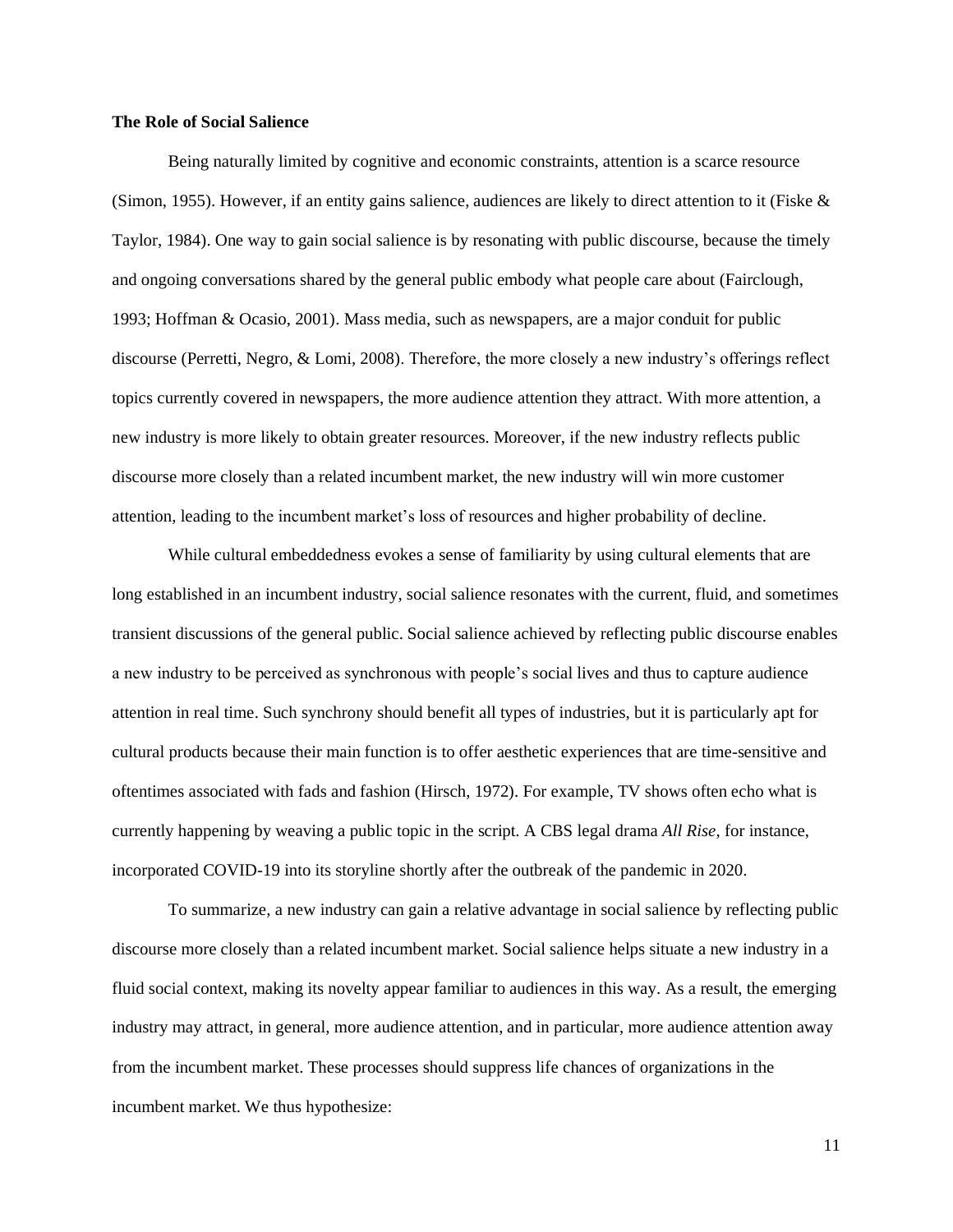**The Role of Social Salience**

Being naturally limited by cognitive and economic constraints, attention is a scarce resource (Simon, 1955). However, if an entity gains salience, audiences are likely to direct attention to it (Fiske & Taylor, 1984). One way to gain social salience is by resonating with public discourse, because the timely and ongoing conversations shared by the general public embody what people care about (Fairclough, 1993; Hoffman & Ocasio, 2001). Mass media, such as newspapers, are a major conduit for public discourse (Perretti, Negro, & Lomi, 2008). Therefore, the more closely a new industry's offerings reflect topics currently covered in newspapers, the more audience attention they attract. With more attention, a new industry is more likely to obtain greater resources. Moreover, if the new industry reflects public discourse more closely than a related incumbent market, the new industry will win more customer attention, leading to the incumbent market's loss of resources and higher probability of decline.

While cultural embeddedness evokes a sense of familiarity by using cultural elements that are long established in an incumbent industry, social salience resonates with the current, fluid, and sometimes transient discussions of the general public. Social salience achieved by reflecting public discourse enables a new industry to be perceived as synchronous with people's social lives and thus to capture audience attention in real time. Such synchrony should benefit all types of industries, but it is particularly apt for cultural products because their main function is to offer aesthetic experiences that are time-sensitive and oftentimes associated with fads and fashion (Hirsch, 1972). For example, TV shows often echo what is currently happening by weaving a public topic in the script. A CBS legal drama *All Rise*, for instance, incorporated COVID-19 into its storyline shortly after the outbreak of the pandemic in 2020.

To summarize, a new industry can gain a relative advantage in social salience by reflecting public discourse more closely than a related incumbent market. Social salience helps situate a new industry in a fluid social context, making its novelty appear familiar to audiences in this way. As a result, the emerging industry may attract, in general, more audience attention, and in particular, more audience attention away from the incumbent market. These processes should suppress life chances of organizations in the incumbent market. We thus hypothesize: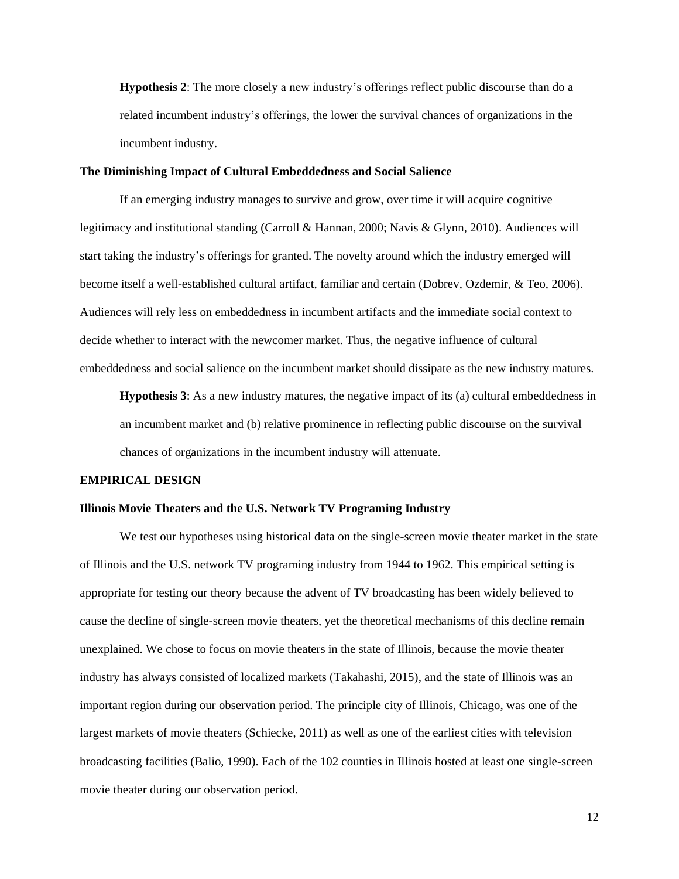**Hypothesis 2**: The more closely a new industry's offerings reflect public discourse than do a related incumbent industry's offerings, the lower the survival chances of organizations in the incumbent industry.

### The Diminishing Impact of Cultural Embeddedness and Social Salience

If an emerging industry manages to survive and grow, over time it will acquire cognitive legitimacy and institutional standing (Carroll & Hannan, 2000; Navis & Glynn, 2010). Audiences will start taking the industry's offerings for granted. The novelty around which the industry emerged will become itself a well-established cultural artifact, familiar and certain (Dobrev, Ozdemir, & Teo, 2006). Audiences will rely less on embeddedness in incumbent artifacts and the immediate social context to decide whether to interact with the newcomer market. Thus, the negative influence of cultural embeddedness and social salience on the incumbent market should dissipate as the new industry matures.

**Hypothesis 3**: As a new industry matures, the negative impact of its (a) cultural embeddedness in an incumbent market and (b) relative prominence in reflecting public discourse on the survival chances of organizations in the incumbent industry will attenuate.

## EMPIRICAL DESIGN

### Illinois Movie Theaters and the U.S. Network TV Programing Industry

We test our hypotheses using historical data on the single-screen movie theater market in the state of Illinois and the U.S. network TV programing industry from 1944 to 1962. This empirical setting is appropriate for testing our theory because the advent of TV broadcasting has been widely believed to cause the decline of single-screen movie theaters, yet the theoretical mechanisms of this decline remain unexplained. We chose to focus on movie theaters in the state of Illinois, because the movie theater industry has always consisted of localized markets (Takahashi, 2015), and the state of Illinois was an important region during our observation period. The principle city of Illinois, Chicago, was one of the largest markets of movie theaters (Schiecke, 2011) as well as one of the earliest cities with television broadcasting facilities (Balio, 1990). Each of the 102 counties in Illinois hosted at least one single-screen movie theater during our observation period.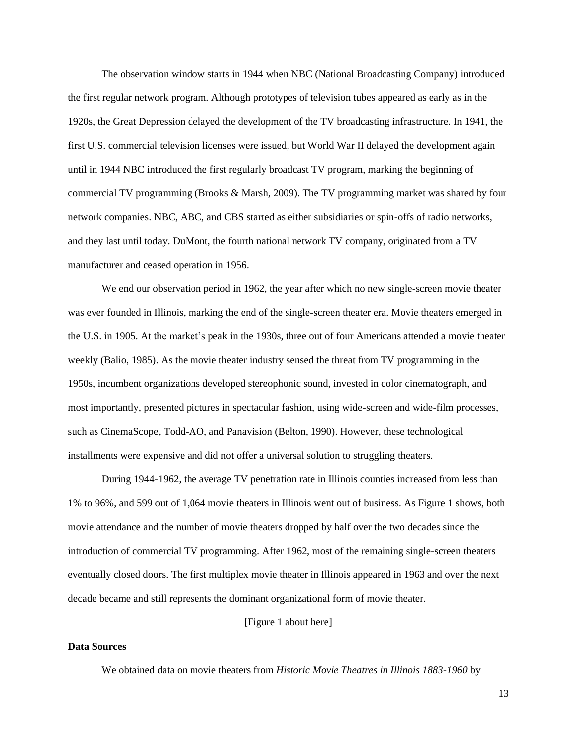The observation window starts in 1944 when NBC (National Broadcasting Company) introduced the first regular network program. Although prototypes of television tubes appeared as early as in the 1920s, the Great Depression delayed the development of the TV broadcasting infrastructure. In 1941, the first U.S. commercial television licenses were issued, but World War II delayed the development again until in 1944 NBC introduced the first regularly broadcast TV program, marking the beginning of commercial TV programming (Brooks & Marsh, 2009). The TV programming market was shared by four network companies. NBC, ABC, and CBS started as either subsidiaries or spin-offs of radio networks, and they last until today. DuMont, the fourth national network TV company, originated from a TV manufacturer and ceased operation in 1956.

We end our observation period in 1962, the year after which no new single-screen movie theater was ever founded in Illinois, marking the end of the single-screen theater era. Movie theaters emerged in the U.S. in 1905. At the market's peak in the 1930s, three out of four Americans attended a movie theater weekly (Balio, 1985). As the movie theater industry sensed the threat from TV programming in the 1950s, incumbent organizations developed stereophonic sound, invested in color cinematograph, and most importantly, presented pictures in spectacular fashion, using wide-screen and wide-film processes, such as CinemaScope, Todd-AO, and Panavision (Belton, 1990). However, these technological installments were expensive and did not offer a universal solution to struggling theaters.

During 1944-1962, the average TV penetration rate in Illinois counties increased from less than 1% to 96%, and 599 out of 1,064 movie theaters in Illinois went out of business. As Figure 1 shows, both movie attendance and the number of movie theaters dropped by half over the two decades since the introduction of commercial TV programming. After 1962, most of the remaining single-screen theaters eventually closed doors. The first multiplex movie theater in Illinois appeared in 1963 and over the next decade became and still represents the dominant organizational form of movie theater.

[Figure 1 about here]

**Data Sources**

We obtained data on movie theaters from *Historic Movie Theatres in Illinois 1883-1960* by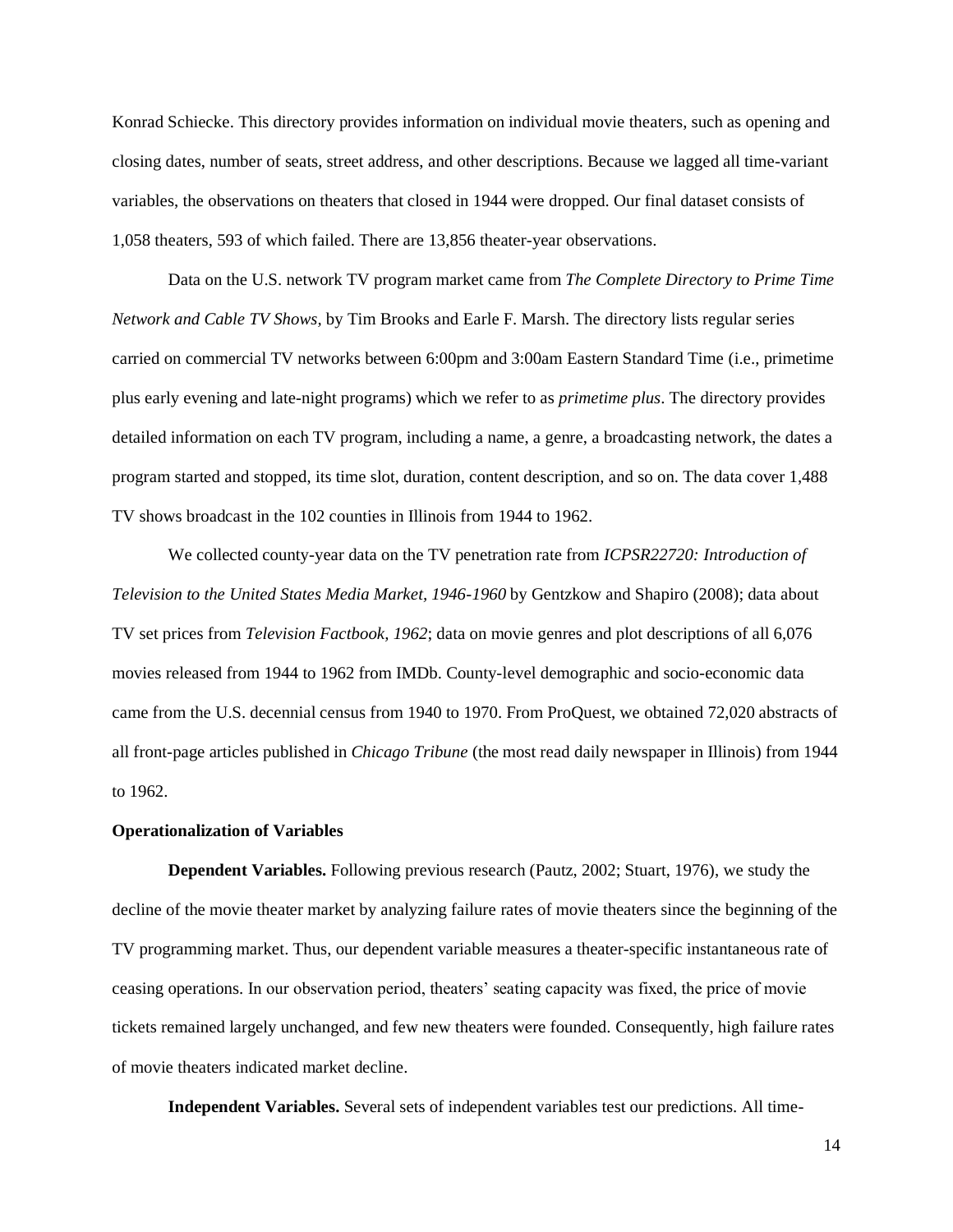Konrad Schiecke. This directory provides information on individual movie theaters, such as opening and closing dates, number of seats, street address, and other descriptions. Because we lagged all time-variant variables, the observations on theaters that closed in 1944 were dropped. Our final dataset consists of 1,058 theaters, 593 of which failed. There are 13,856 theater-year observations.

Data on the U.S. network TV program market came from *The Complete Directory to Prime Time Network and Cable TV Shows*, by Tim Brooks and Earle F. Marsh. The directory lists regular series carried on commercial TV networks between 6:00pm and 3:00am Eastern Standard Time (i.e., primetime plus early evening and late-night programs) which we refer to as *primetime plus*. The directory provides detailed information on each TV program, including a name, a genre, a broadcasting network, the dates a program started and stopped, its time slot, duration, content description, and so on. The data cover 1,488 TV shows broadcast in the 102 counties in Illinois from 1944 to 1962.

We collected county-year data on the TV penetration rate from *ICPSR22720: Introduction of Television to the United States Media Market, 1946-1960* by Gentzkow and Shapiro (2008); data about TV set prices from *Television Factbook, 1962*; data on movie genres and plot descriptions of all 6,076 movies released from 1944 to 1962 from IMDb. County-level demographic and socio-economic data came from the U.S. decennial census from 1940 to 1970. From ProQuest, we obtained 72,020 abstracts of all front-page articles published in *Chicago Tribune* (the most read daily newspaper in Illinois) from 1944 to 1962.

**Operationalization of Variables**

**Dependent Variables.** Following previous research (Pautz, 2002; Stuart, 1976), we study the decline of the movie theater market by analyzing failure rates of movie theaters since the beginning of the TV programming market. Thus, our dependent variable measures a theater-specific instantaneous rate of ceasing operations. In our observation period, theaters' seating capacity was fixed, the price of movie tickets remained largely unchanged, and few new theaters were founded. Consequently, high failure rates of movie theaters indicated market decline.

**Independent Variables.** Several sets of independent variables test our predictions. All time-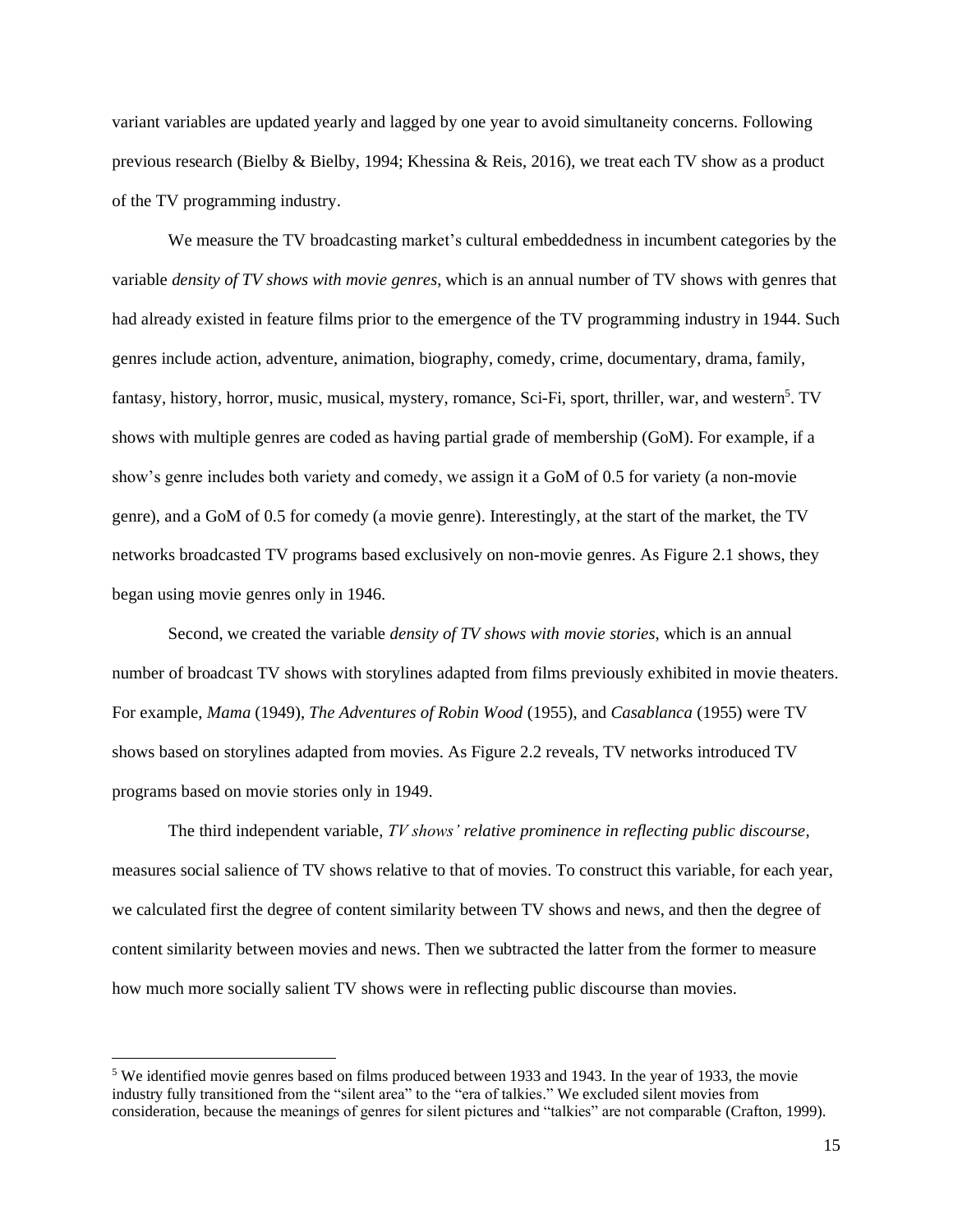variant variables are updated yearly and lagged by one year to avoid simultaneity concerns. Following previous research (Bielby & Bielby, 1994; Khessina & Reis, 2016), we treat each TV show as a product of the TV programming industry.

We measure the TV broadcasting market's cultural embeddedness in incumbent categories by the variable *density of TV shows with movie genres*, which is an annual number of TV shows with genres that had already existed in feature films prior to the emergence of the TV programming industry in 1944. Such genres include action, adventure, animation, biography, comedy, crime, documentary, drama, family, fantasy, history, horror, music, musical, mystery, romance, Sci-Fi, sport, thriller, war, and western[5]. TV shows with multiple genres are coded as having partial grade of membership (GoM). For example, if a show's genre includes both variety and comedy, we assign it a GoM of 0.5 for variety (a non-movie genre), and a GoM of 0.5 for comedy (a movie genre). Interestingly, at the start of the market, the TV networks broadcasted TV programs based exclusively on non-movie genres. As Figure 2.1 shows, they began using movie genres only in 1946.

Second, we created the variable *density of TV shows with movie stories*, which is an annual number of broadcast TV shows with storylines adapted from films previously exhibited in movie theaters. For example, *Mama* (1949), *The Adventures of Robin Wood* (1955), and *Casablanca* (1955) were TV shows based on storylines adapted from movies. As Figure 2.2 reveals, TV networks introduced TV programs based on movie stories only in 1949.

The third independent variable, *TV shows' relative prominence in reflecting public discourse*, measures social salience of TV shows relative to that of movies. To construct this variable, for each year, we calculated first the degree of content similarity between TV shows and news, and then the degree of content similarity between movies and news. Then we subtracted the latter from the former to measure how much more socially salient TV shows were in reflecting public discourse than movies.

---

[5] We identified movie genres based on films produced between 1933 and 1943. In the year of 1933, the movie industry fully transitioned from the "silent area" to the "era of talkies." We excluded silent movies from consideration, because the meanings of genres for silent pictures and "talkies" are not comparable (Crafton, 1999).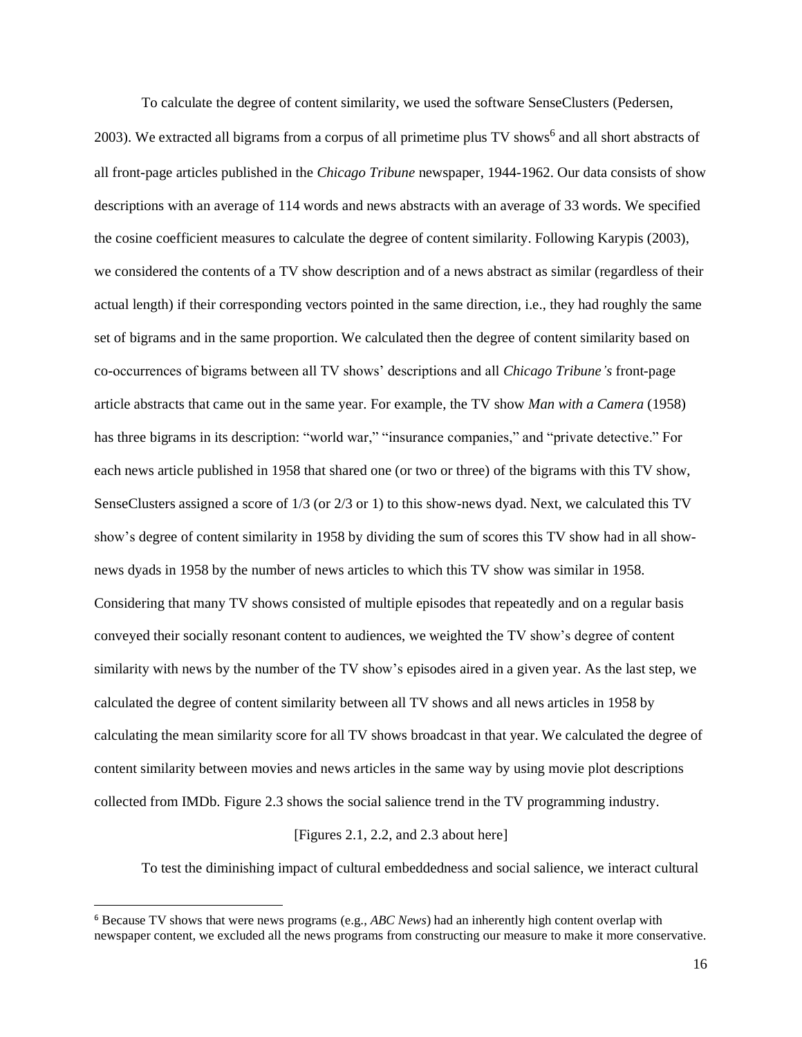To calculate the degree of content similarity, we used the software SenseClusters (Pedersen, 2003). We extracted all bigrams from a corpus of all primetime plus TV shows[6] and all short abstracts of all front-page articles published in the *Chicago Tribune* newspaper, 1944-1962. Our data consists of show descriptions with an average of 114 words and news abstracts with an average of 33 words. We specified the cosine coefficient measures to calculate the degree of content similarity. Following Karypis (2003), we considered the contents of a TV show description and of a news abstract as similar (regardless of their actual length) if their corresponding vectors pointed in the same direction, i.e., they had roughly the same set of bigrams and in the same proportion. We calculated then the degree of content similarity based on co-occurrences of bigrams between all TV shows' descriptions and all *Chicago Tribune's* front-page article abstracts that came out in the same year. For example, the TV show *Man with a Camera* (1958) has three bigrams in its description: "world war," "insurance companies," and "private detective." For each news article published in 1958 that shared one (or two or three) of the bigrams with this TV show, SenseClusters assigned a score of 1/3 (or 2/3 or 1) to this show-news dyad. Next, we calculated this TV show's degree of content similarity in 1958 by dividing the sum of scores this TV show had in all show-news dyads in 1958 by the number of news articles to which this TV show was similar in 1958. Considering that many TV shows consisted of multiple episodes that repeatedly and on a regular basis conveyed their socially resonant content to audiences, we weighted the TV show's degree of content similarity with news by the number of the TV show's episodes aired in a given year. As the last step, we calculated the degree of content similarity between all TV shows and all news articles in 1958 by calculating the mean similarity score for all TV shows broadcast in that year. We calculated the degree of content similarity between movies and news articles in the same way by using movie plot descriptions collected from IMDb. Figure 2.3 shows the social salience trend in the TV programming industry.

[Figures 2.1, 2.2, and 2.3 about here]

To test the diminishing impact of cultural embeddedness and social salience, we interact cultural

---

[6] Because TV shows that were news programs (e.g., *ABC News*) had an inherently high content overlap with newspaper content, we excluded all the news programs from constructing our measure to make it more conservative.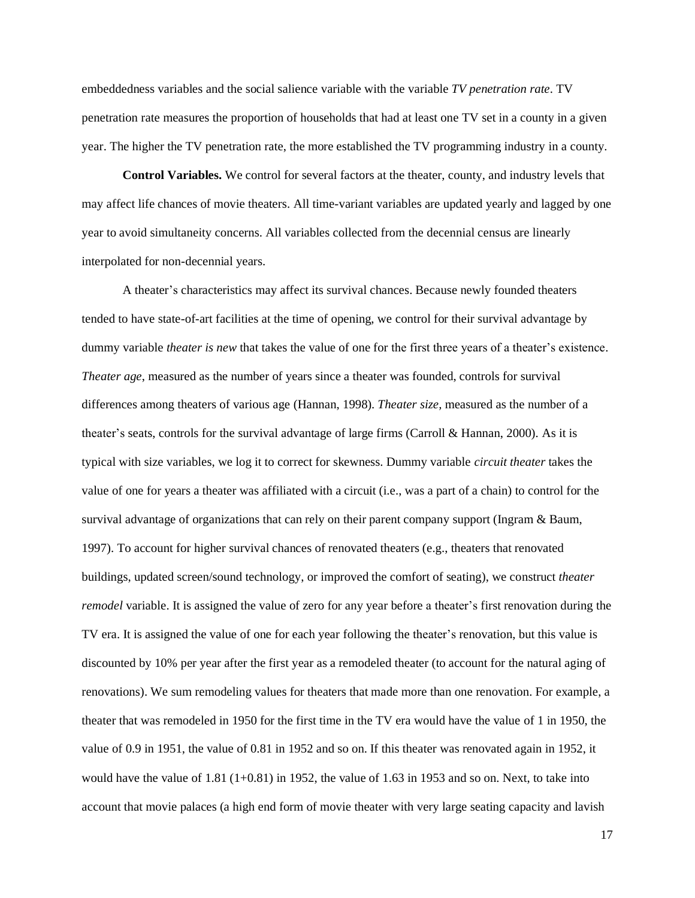embeddedness variables and the social salience variable with the variable *TV penetration rate*. TV penetration rate measures the proportion of households that had at least one TV set in a county in a given year. The higher the TV penetration rate, the more established the TV programming industry in a county.

**Control Variables.** We control for several factors at the theater, county, and industry levels that may affect life chances of movie theaters. All time-variant variables are updated yearly and lagged by one year to avoid simultaneity concerns. All variables collected from the decennial census are linearly interpolated for non-decennial years.

A theater's characteristics may affect its survival chances. Because newly founded theaters tended to have state-of-art facilities at the time of opening, we control for their survival advantage by dummy variable *theater is new* that takes the value of one for the first three years of a theater's existence. *Theater age*, measured as the number of years since a theater was founded, controls for survival differences among theaters of various age (Hannan, 1998). *Theater size,* measured as the number of a theater's seats, controls for the survival advantage of large firms (Carroll & Hannan, 2000). As it is typical with size variables, we log it to correct for skewness. Dummy variable *circuit theater* takes the value of one for years a theater was affiliated with a circuit (i.e., was a part of a chain) to control for the survival advantage of organizations that can rely on their parent company support (Ingram & Baum, 1997). To account for higher survival chances of renovated theaters (e.g., theaters that renovated buildings, updated screen/sound technology, or improved the comfort of seating), we construct *theater remodel* variable. It is assigned the value of zero for any year before a theater's first renovation during the TV era. It is assigned the value of one for each year following the theater's renovation, but this value is discounted by 10% per year after the first year as a remodeled theater (to account for the natural aging of renovations). We sum remodeling values for theaters that made more than one renovation. For example, a theater that was remodeled in 1950 for the first time in the TV era would have the value of 1 in 1950, the value of 0.9 in 1951, the value of 0.81 in 1952 and so on. If this theater was renovated again in 1952, it would have the value of 1.81 (1+0.81) in 1952, the value of 1.63 in 1953 and so on. Next, to take into account that movie palaces (a high end form of movie theater with very large seating capacity and lavish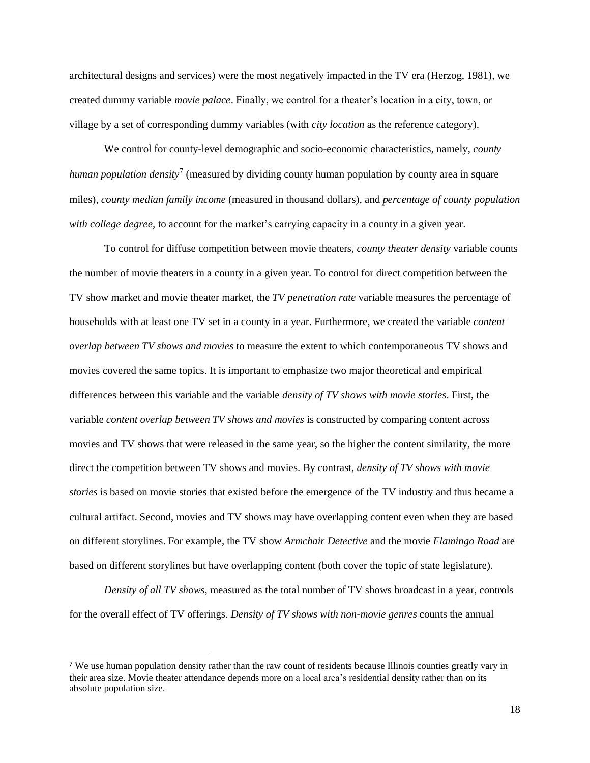architectural designs and services) were the most negatively impacted in the TV era (Herzog, 1981), we created dummy variable *movie palace*. Finally, we control for a theater's location in a city, town, or village by a set of corresponding dummy variables (with *city location* as the reference category).

We control for county-level demographic and socio-economic characteristics, namely, *county human population density*[7] (measured by dividing county human population by county area in square miles), *county median family income* (measured in thousand dollars), and *percentage of county population with college degree*, to account for the market's carrying capacity in a county in a given year.

To control for diffuse competition between movie theaters, *county theater density* variable counts the number of movie theaters in a county in a given year. To control for direct competition between the TV show market and movie theater market, the *TV penetration rate* variable measures the percentage of households with at least one TV set in a county in a year. Furthermore, we created the variable *content overlap between TV shows and movies* to measure the extent to which contemporaneous TV shows and movies covered the same topics. It is important to emphasize two major theoretical and empirical differences between this variable and the variable *density of TV shows with movie stories*. First, the variable *content overlap between TV shows and movies* is constructed by comparing content across movies and TV shows that were released in the same year, so the higher the content similarity, the more direct the competition between TV shows and movies. By contrast, *density of TV shows with movie stories* is based on movie stories that existed before the emergence of the TV industry and thus became a cultural artifact. Second, movies and TV shows may have overlapping content even when they are based on different storylines. For example, the TV show *Armchair Detective* and the movie *Flamingo Road* are based on different storylines but have overlapping content (both cover the topic of state legislature).

*Density of all TV shows*, measured as the total number of TV shows broadcast in a year, controls for the overall effect of TV offerings. *Density of TV shows with non-movie genres* counts the annual

[7] We use human population density rather than the raw count of residents because Illinois counties greatly vary in their area size. Movie theater attendance depends more on a local area's residential density rather than on its absolute population size.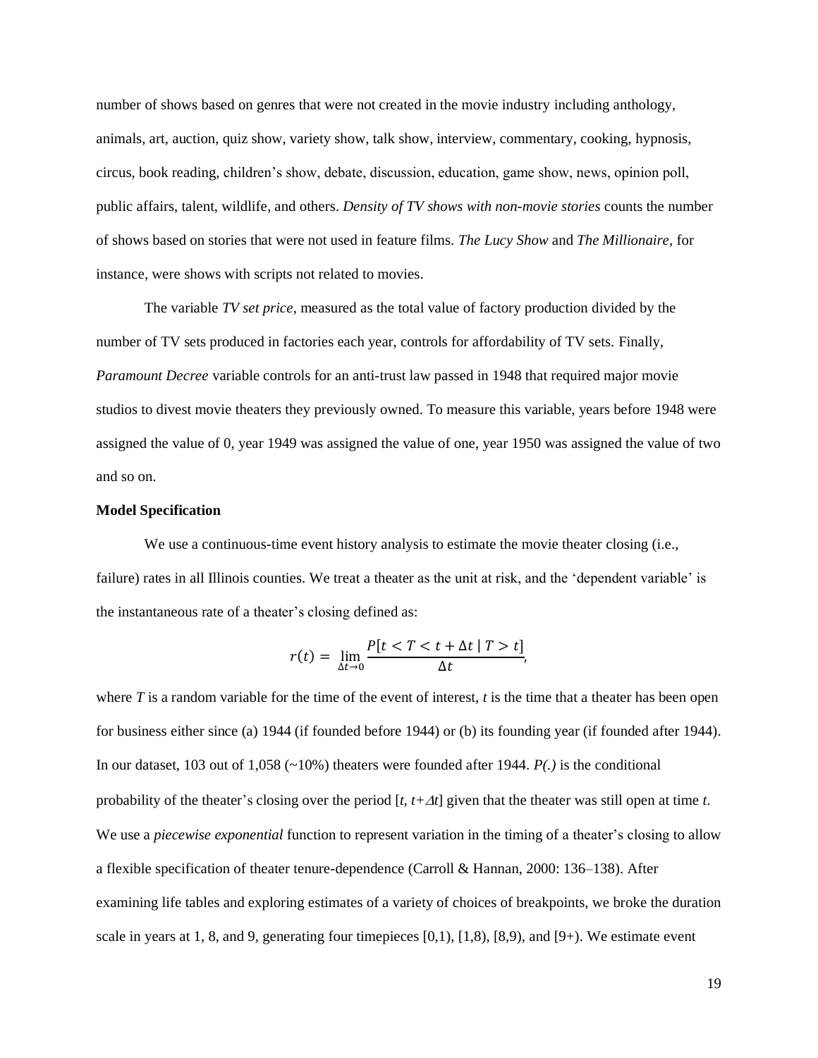number of shows based on genres that were not created in the movie industry including anthology, animals, art, auction, quiz show, variety show, talk show, interview, commentary, cooking, hypnosis, circus, book reading, children's show, debate, discussion, education, game show, news, opinion poll, public affairs, talent, wildlife, and others. *Density of TV shows with non-movie stories* counts the number of shows based on stories that were not used in feature films. *The Lucy Show* and *The Millionaire*, for instance, were shows with scripts not related to movies.

The variable *TV set price*, measured as the total value of factory production divided by the number of TV sets produced in factories each year, controls for affordability of TV sets. Finally, *Paramount Decree* variable controls for an anti-trust law passed in 1948 that required major movie studios to divest movie theaters they previously owned. To measure this variable, years before 1948 were assigned the value of 0, year 1949 was assigned the value of one, year 1950 was assigned the value of two and so on.

**Model Specification**

We use a continuous-time event history analysis to estimate the movie theater closing (i.e., failure) rates in all Illinois counties. We treat a theater as the unit at risk, and the 'dependent variable' is the instantaneous rate of a theater's closing defined as:

$$r(t) = \lim_{\Delta t \to 0} \frac{P[t < T < t + \Delta t \mid T > t]}{\Delta t},$$

where $T$ is a random variable for the time of the event of interest, $t$ is the time that a theater has been open for business either since (a) 1944 (if founded before 1944) or (b) its founding year (if founded after 1944). In our dataset, 103 out of 1,058 (~10%) theaters were founded after 1944. $P(.)$ is the conditional probability of the theater's closing over the period $[t, t+\Delta t]$ given that the theater was still open at time $t$. We use a *piecewise exponential* function to represent variation in the timing of a theater's closing to allow a flexible specification of theater tenure-dependence (Carroll & Hannan, 2000: 136–138). After examining life tables and exploring estimates of a variety of choices of breakpoints, we broke the duration scale in years at 1, 8, and 9, generating four timepieces [0,1), [1,8), [8,9), and [9+). We estimate event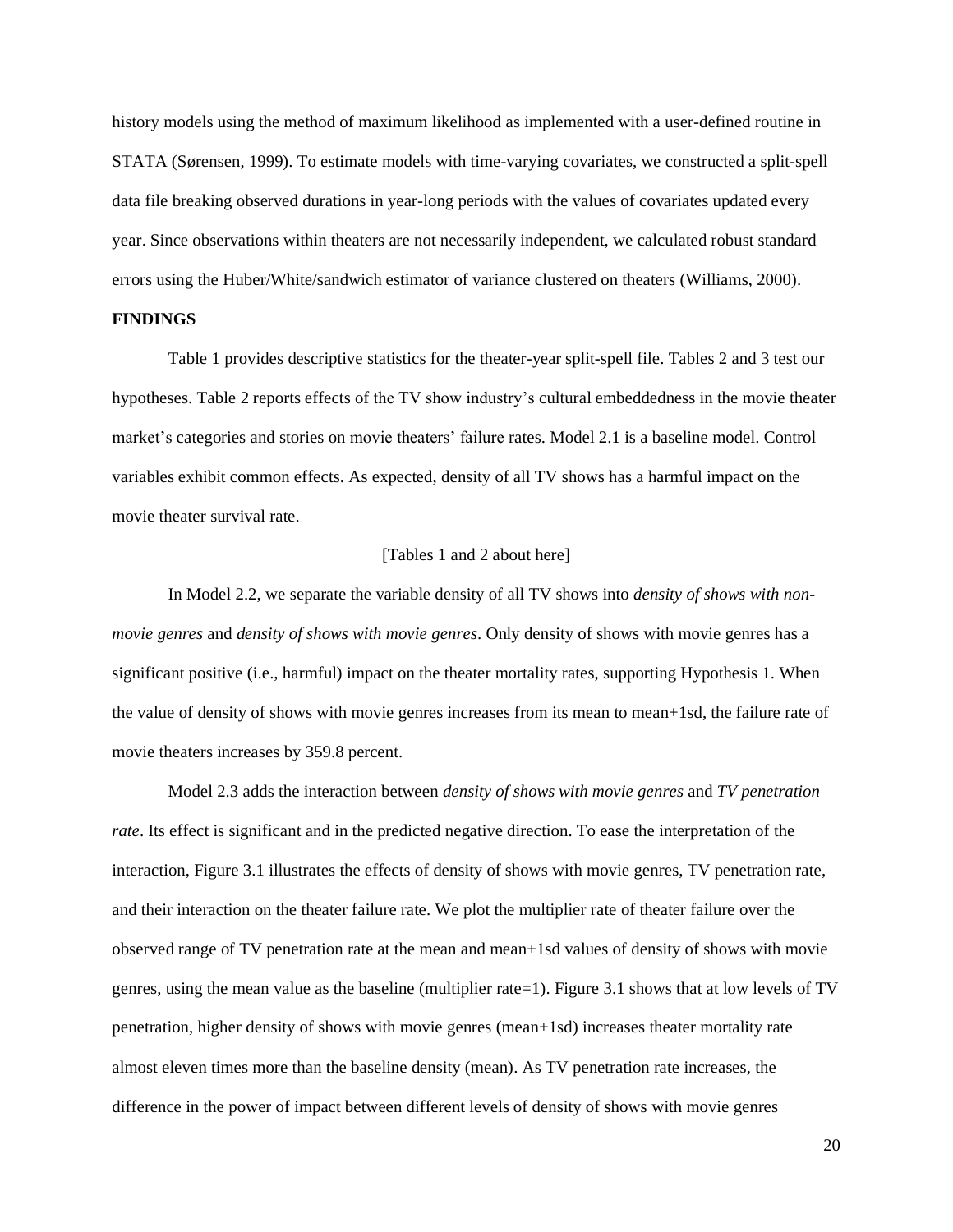history models using the method of maximum likelihood as implemented with a user-defined routine in STATA (Sørensen, 1999). To estimate models with time-varying covariates, we constructed a split-spell data file breaking observed durations in year-long periods with the values of covariates updated every year. Since observations within theaters are not necessarily independent, we calculated robust standard errors using the Huber/White/sandwich estimator of variance clustered on theaters (Williams, 2000).

**FINDINGS**

Table 1 provides descriptive statistics for the theater-year split-spell file. Tables 2 and 3 test our hypotheses. Table 2 reports effects of the TV show industry's cultural embeddedness in the movie theater market's categories and stories on movie theaters' failure rates. Model 2.1 is a baseline model. Control variables exhibit common effects. As expected, density of all TV shows has a harmful impact on the movie theater survival rate.

[Tables 1 and 2 about here]

In Model 2.2, we separate the variable density of all TV shows into *density of shows with non-movie genres* and *density of shows with movie genres*. Only density of shows with movie genres has a significant positive (i.e., harmful) impact on the theater mortality rates, supporting Hypothesis 1. When the value of density of shows with movie genres increases from its mean to mean+1sd, the failure rate of movie theaters increases by 359.8 percent.

Model 2.3 adds the interaction between *density of shows with movie genres* and *TV penetration rate*. Its effect is significant and in the predicted negative direction. To ease the interpretation of the interaction, Figure 3.1 illustrates the effects of density of shows with movie genres, TV penetration rate, and their interaction on the theater failure rate. We plot the multiplier rate of theater failure over the observed range of TV penetration rate at the mean and mean+1sd values of density of shows with movie genres, using the mean value as the baseline (multiplier rate=1). Figure 3.1 shows that at low levels of TV penetration, higher density of shows with movie genres (mean+1sd) increases theater mortality rate almost eleven times more than the baseline density (mean). As TV penetration rate increases, the difference in the power of impact between different levels of density of shows with movie genres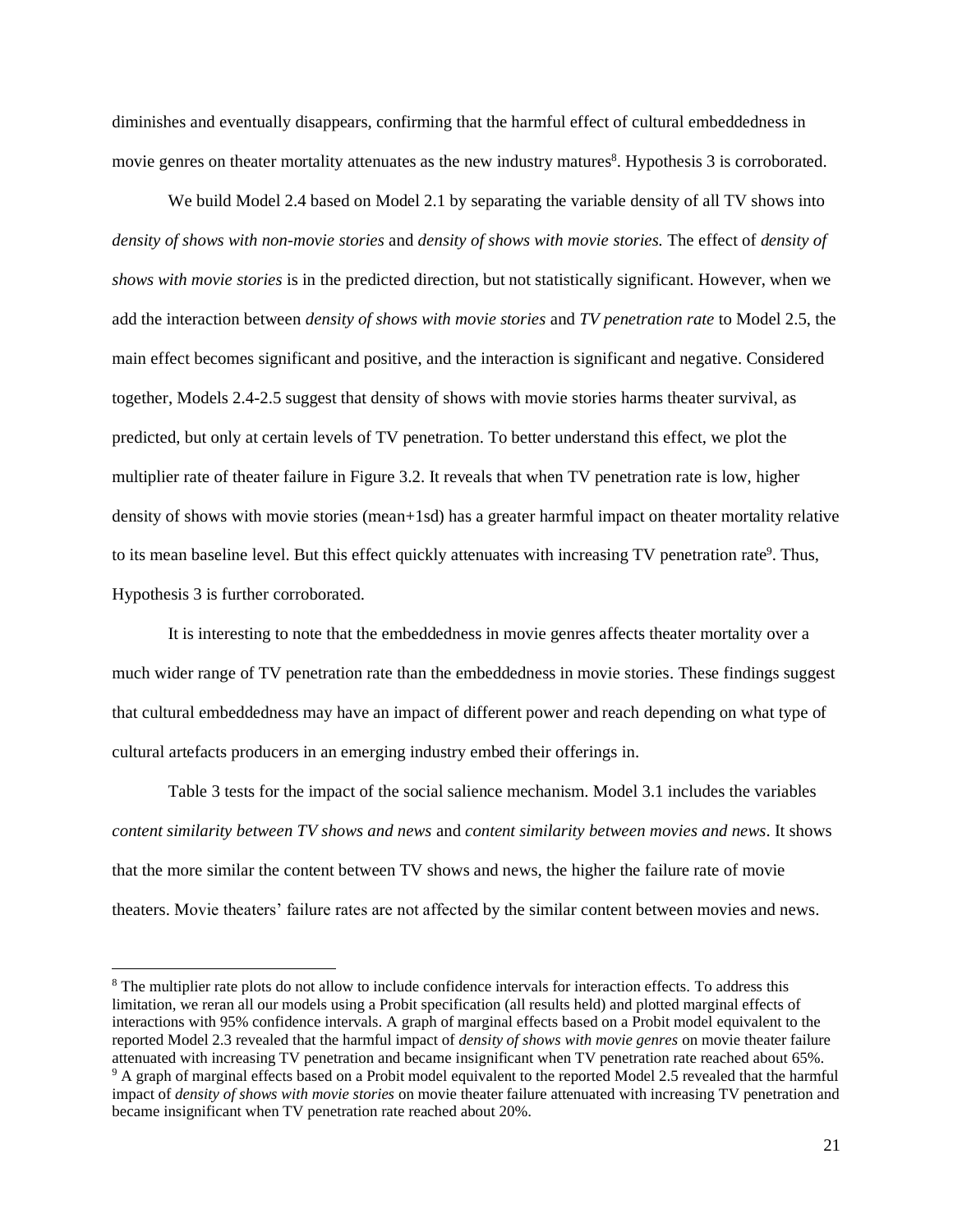diminishes and eventually disappears, confirming that the harmful effect of cultural embeddedness in movie genres on theater mortality attenuates as the new industry matures[8]. Hypothesis 3 is corroborated.

We build Model 2.4 based on Model 2.1 by separating the variable density of all TV shows into *density of shows with non-movie stories* and *density of shows with movie stories.* The effect of *density of shows with movie stories* is in the predicted direction, but not statistically significant. However, when we add the interaction between *density of shows with movie stories* and *TV penetration rate* to Model 2.5, the main effect becomes significant and positive, and the interaction is significant and negative. Considered together, Models 2.4-2.5 suggest that density of shows with movie stories harms theater survival, as predicted, but only at certain levels of TV penetration. To better understand this effect, we plot the multiplier rate of theater failure in Figure 3.2. It reveals that when TV penetration rate is low, higher density of shows with movie stories (mean+1sd) has a greater harmful impact on theater mortality relative to its mean baseline level. But this effect quickly attenuates with increasing TV penetration rate[9]. Thus, Hypothesis 3 is further corroborated.

It is interesting to note that the embeddedness in movie genres affects theater mortality over a much wider range of TV penetration rate than the embeddedness in movie stories. These findings suggest that cultural embeddedness may have an impact of different power and reach depending on what type of cultural artefacts producers in an emerging industry embed their offerings in.

Table 3 tests for the impact of the social salience mechanism. Model 3.1 includes the variables *content similarity between TV shows and news* and *content similarity between movies and news*. It shows that the more similar the content between TV shows and news, the higher the failure rate of movie theaters. Movie theaters' failure rates are not affected by the similar content between movies and news.

---

[8] The multiplier rate plots do not allow to include confidence intervals for interaction effects. To address this limitation, we reran all our models using a Probit specification (all results held) and plotted marginal effects of interactions with 95% confidence intervals. A graph of marginal effects based on a Probit model equivalent to the reported Model 2.3 revealed that the harmful impact of *density of shows with movie genres* on movie theater failure attenuated with increasing TV penetration and became insignificant when TV penetration rate reached about 65%.

[9] A graph of marginal effects based on a Probit model equivalent to the reported Model 2.5 revealed that the harmful impact of *density of shows with movie stories* on movie theater failure attenuated with increasing TV penetration and became insignificant when TV penetration rate reached about 20%.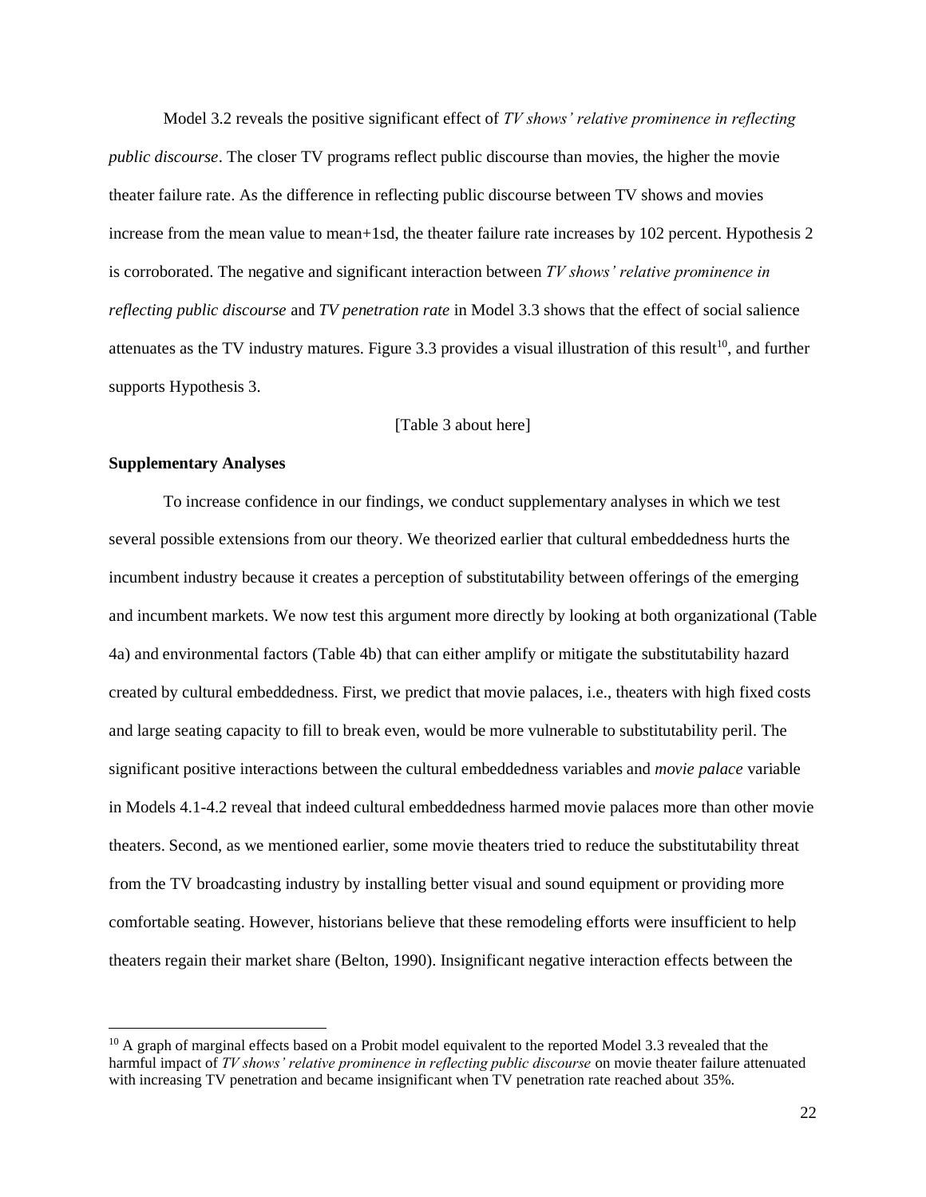Model 3.2 reveals the positive significant effect of *TV shows' relative prominence in reflecting public discourse*. The closer TV programs reflect public discourse than movies, the higher the movie theater failure rate. As the difference in reflecting public discourse between TV shows and movies increase from the mean value to mean+1sd, the theater failure rate increases by 102 percent. Hypothesis 2 is corroborated. The negative and significant interaction between *TV shows' relative prominence in reflecting public discourse* and *TV penetration rate* in Model 3.3 shows that the effect of social salience attenuates as the TV industry matures. Figure 3.3 provides a visual illustration of this result[10], and further supports Hypothesis 3.

[Table 3 about here]

**Supplementary Analyses**

To increase confidence in our findings, we conduct supplementary analyses in which we test several possible extensions from our theory. We theorized earlier that cultural embeddedness hurts the incumbent industry because it creates a perception of substitutability between offerings of the emerging and incumbent markets. We now test this argument more directly by looking at both organizational (Table 4a) and environmental factors (Table 4b) that can either amplify or mitigate the substitutability hazard created by cultural embeddedness. First, we predict that movie palaces, i.e., theaters with high fixed costs and large seating capacity to fill to break even, would be more vulnerable to substitutability peril. The significant positive interactions between the cultural embeddedness variables and *movie palace* variable in Models 4.1-4.2 reveal that indeed cultural embeddedness harmed movie palaces more than other movie theaters. Second, as we mentioned earlier, some movie theaters tried to reduce the substitutability threat from the TV broadcasting industry by installing better visual and sound equipment or providing more comfortable seating. However, historians believe that these remodeling efforts were insufficient to help theaters regain their market share (Belton, 1990). Insignificant negative interaction effects between the

[10] A graph of marginal effects based on a Probit model equivalent to the reported Model 3.3 revealed that the harmful impact of *TV shows' relative prominence in reflecting public discourse* on movie theater failure attenuated with increasing TV penetration and became insignificant when TV penetration rate reached about 35%.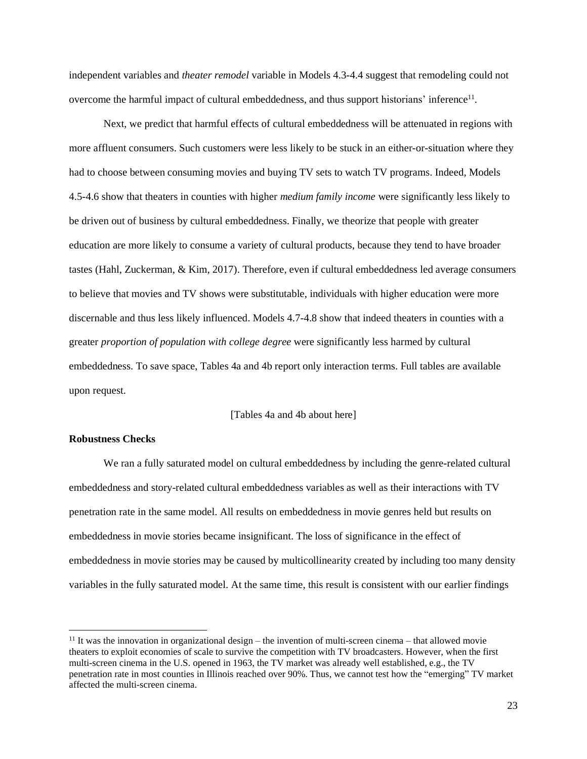independent variables and *theater remodel* variable in Models 4.3-4.4 suggest that remodeling could not overcome the harmful impact of cultural embeddedness, and thus support historians' inference[11].

Next, we predict that harmful effects of cultural embeddedness will be attenuated in regions with more affluent consumers. Such customers were less likely to be stuck in an either-or-situation where they had to choose between consuming movies and buying TV sets to watch TV programs. Indeed, Models 4.5-4.6 show that theaters in counties with higher *medium family income* were significantly less likely to be driven out of business by cultural embeddedness. Finally, we theorize that people with greater education are more likely to consume a variety of cultural products, because they tend to have broader tastes (Hahl, Zuckerman, & Kim, 2017). Therefore, even if cultural embeddedness led average consumers to believe that movies and TV shows were substitutable, individuals with higher education were more discernable and thus less likely influenced. Models 4.7-4.8 show that indeed theaters in counties with a greater *proportion of population with college degree* were significantly less harmed by cultural embeddedness. To save space, Tables 4a and 4b report only interaction terms. Full tables are available upon request.

[Tables 4a and 4b about here]

**Robustness Checks**

We ran a fully saturated model on cultural embeddedness by including the genre-related cultural embeddedness and story-related cultural embeddedness variables as well as their interactions with TV penetration rate in the same model. All results on embeddedness in movie genres held but results on embeddedness in movie stories became insignificant. The loss of significance in the effect of embeddedness in movie stories may be caused by multicollinearity created by including too many density variables in the fully saturated model. At the same time, this result is consistent with our earlier findings

[11] It was the innovation in organizational design – the invention of multi-screen cinema – that allowed movie theaters to exploit economies of scale to survive the competition with TV broadcasters. However, when the first multi-screen cinema in the U.S. opened in 1963, the TV market was already well established, e.g., the TV penetration rate in most counties in Illinois reached over 90%. Thus, we cannot test how the "emerging" TV market affected the multi-screen cinema.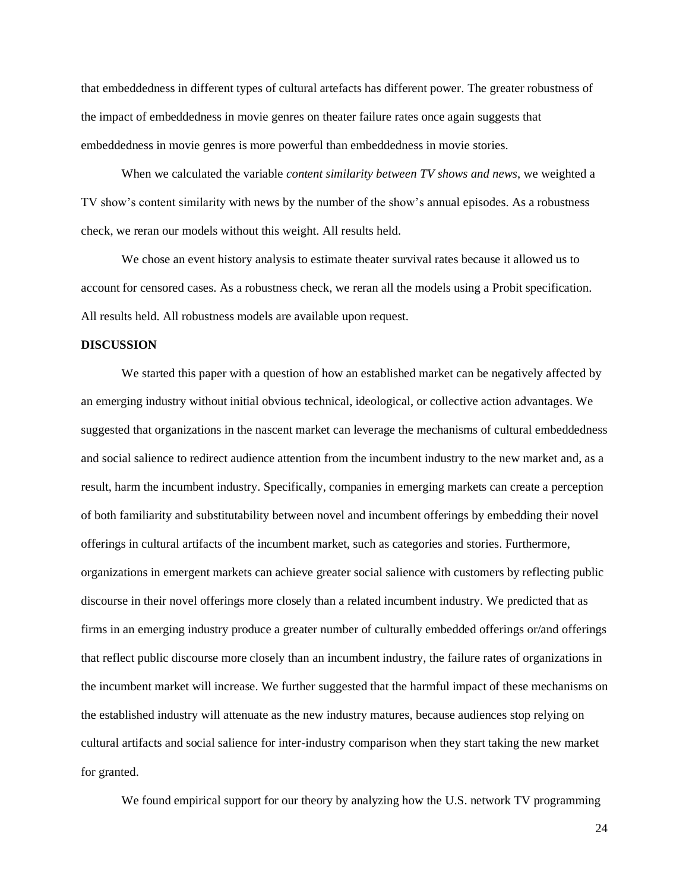that embeddedness in different types of cultural artefacts has different power. The greater robustness of the impact of embeddedness in movie genres on theater failure rates once again suggests that embeddedness in movie genres is more powerful than embeddedness in movie stories.

When we calculated the variable *content similarity between TV shows and news*, we weighted a TV show's content similarity with news by the number of the show's annual episodes. As a robustness check, we reran our models without this weight. All results held.

We chose an event history analysis to estimate theater survival rates because it allowed us to account for censored cases. As a robustness check, we reran all the models using a Probit specification. All results held. All robustness models are available upon request.

**DISCUSSION**

We started this paper with a question of how an established market can be negatively affected by an emerging industry without initial obvious technical, ideological, or collective action advantages. We suggested that organizations in the nascent market can leverage the mechanisms of cultural embeddedness and social salience to redirect audience attention from the incumbent industry to the new market and, as a result, harm the incumbent industry. Specifically, companies in emerging markets can create a perception of both familiarity and substitutability between novel and incumbent offerings by embedding their novel offerings in cultural artifacts of the incumbent market, such as categories and stories. Furthermore, organizations in emergent markets can achieve greater social salience with customers by reflecting public discourse in their novel offerings more closely than a related incumbent industry. We predicted that as firms in an emerging industry produce a greater number of culturally embedded offerings or/and offerings that reflect public discourse more closely than an incumbent industry, the failure rates of organizations in the incumbent market will increase. We further suggested that the harmful impact of these mechanisms on the established industry will attenuate as the new industry matures, because audiences stop relying on cultural artifacts and social salience for inter-industry comparison when they start taking the new market for granted.

We found empirical support for our theory by analyzing how the U.S. network TV programming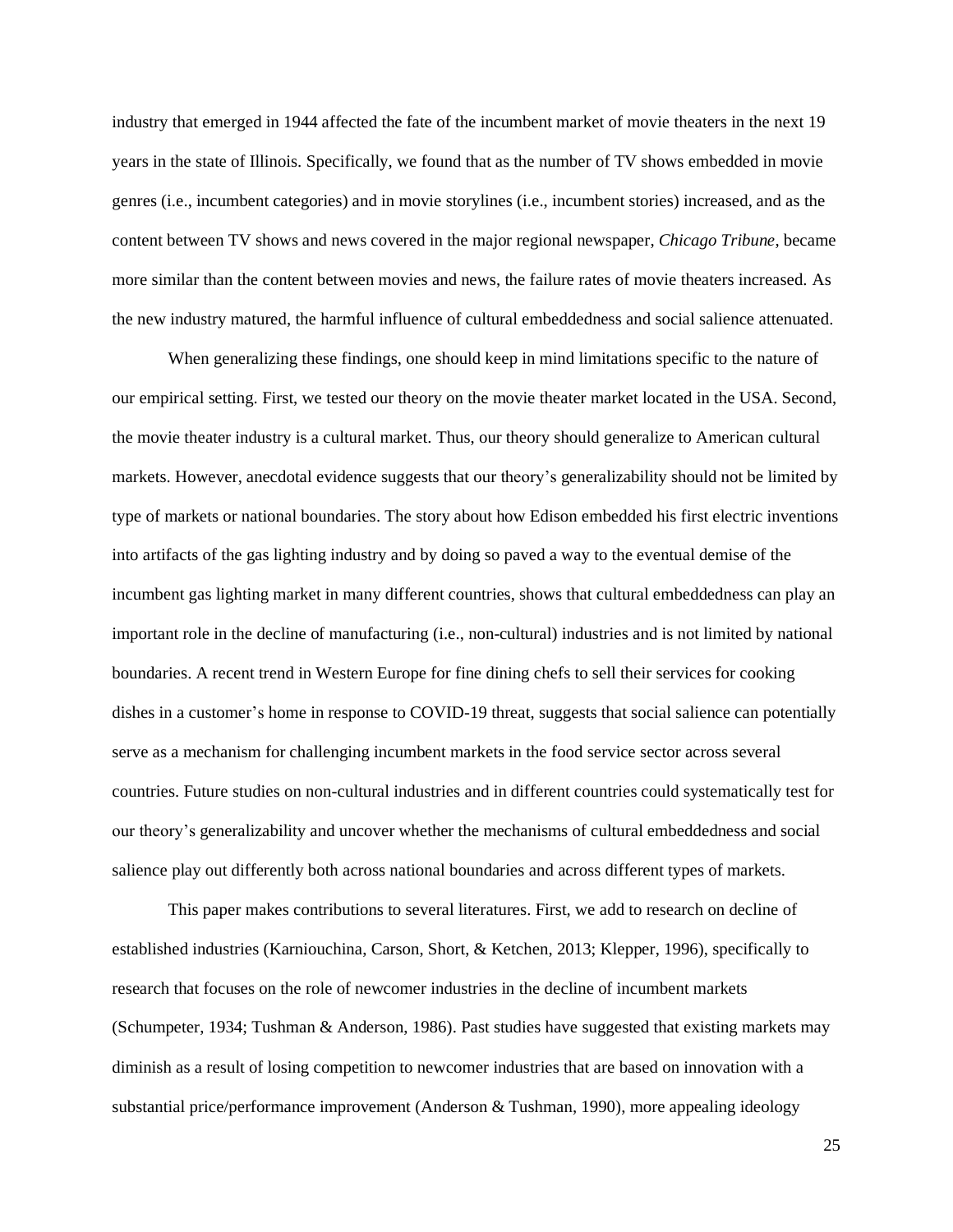industry that emerged in 1944 affected the fate of the incumbent market of movie theaters in the next 19 years in the state of Illinois. Specifically, we found that as the number of TV shows embedded in movie genres (i.e., incumbent categories) and in movie storylines (i.e., incumbent stories) increased, and as the content between TV shows and news covered in the major regional newspaper, *Chicago Tribune*, became more similar than the content between movies and news, the failure rates of movie theaters increased. As the new industry matured, the harmful influence of cultural embeddedness and social salience attenuated.

When generalizing these findings, one should keep in mind limitations specific to the nature of our empirical setting. First, we tested our theory on the movie theater market located in the USA. Second, the movie theater industry is a cultural market. Thus, our theory should generalize to American cultural markets. However, anecdotal evidence suggests that our theory's generalizability should not be limited by type of markets or national boundaries. The story about how Edison embedded his first electric inventions into artifacts of the gas lighting industry and by doing so paved a way to the eventual demise of the incumbent gas lighting market in many different countries, shows that cultural embeddedness can play an important role in the decline of manufacturing (i.e., non-cultural) industries and is not limited by national boundaries. A recent trend in Western Europe for fine dining chefs to sell their services for cooking dishes in a customer's home in response to COVID-19 threat, suggests that social salience can potentially serve as a mechanism for challenging incumbent markets in the food service sector across several countries. Future studies on non-cultural industries and in different countries could systematically test for our theory's generalizability and uncover whether the mechanisms of cultural embeddedness and social salience play out differently both across national boundaries and across different types of markets.

This paper makes contributions to several literatures. First, we add to research on decline of established industries (Karniouchina, Carson, Short, & Ketchen, 2013; Klepper, 1996), specifically to research that focuses on the role of newcomer industries in the decline of incumbent markets (Schumpeter, 1934; Tushman & Anderson, 1986). Past studies have suggested that existing markets may diminish as a result of losing competition to newcomer industries that are based on innovation with a substantial price/performance improvement (Anderson & Tushman, 1990), more appealing ideology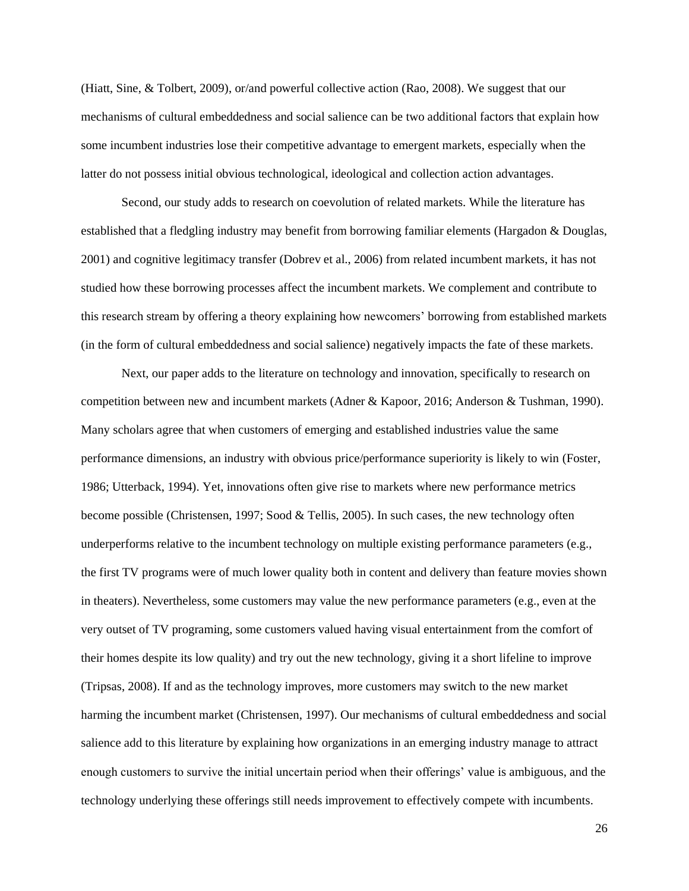(Hiatt, Sine, & Tolbert, 2009), or/and powerful collective action (Rao, 2008). We suggest that our mechanisms of cultural embeddedness and social salience can be two additional factors that explain how some incumbent industries lose their competitive advantage to emergent markets, especially when the latter do not possess initial obvious technological, ideological and collection action advantages.

Second, our study adds to research on coevolution of related markets. While the literature has established that a fledgling industry may benefit from borrowing familiar elements (Hargadon & Douglas, 2001) and cognitive legitimacy transfer (Dobrev et al., 2006) from related incumbent markets, it has not studied how these borrowing processes affect the incumbent markets. We complement and contribute to this research stream by offering a theory explaining how newcomers' borrowing from established markets (in the form of cultural embeddedness and social salience) negatively impacts the fate of these markets.

Next, our paper adds to the literature on technology and innovation, specifically to research on competition between new and incumbent markets (Adner & Kapoor, 2016; Anderson & Tushman, 1990). Many scholars agree that when customers of emerging and established industries value the same performance dimensions, an industry with obvious price/performance superiority is likely to win (Foster, 1986; Utterback, 1994). Yet, innovations often give rise to markets where new performance metrics become possible (Christensen, 1997; Sood & Tellis, 2005). In such cases, the new technology often underperforms relative to the incumbent technology on multiple existing performance parameters (e.g., the first TV programs were of much lower quality both in content and delivery than feature movies shown in theaters). Nevertheless, some customers may value the new performance parameters (e.g., even at the very outset of TV programing, some customers valued having visual entertainment from the comfort of their homes despite its low quality) and try out the new technology, giving it a short lifeline to improve (Tripsas, 2008). If and as the technology improves, more customers may switch to the new market harming the incumbent market (Christensen, 1997). Our mechanisms of cultural embeddedness and social salience add to this literature by explaining how organizations in an emerging industry manage to attract enough customers to survive the initial uncertain period when their offerings' value is ambiguous, and the technology underlying these offerings still needs improvement to effectively compete with incumbents.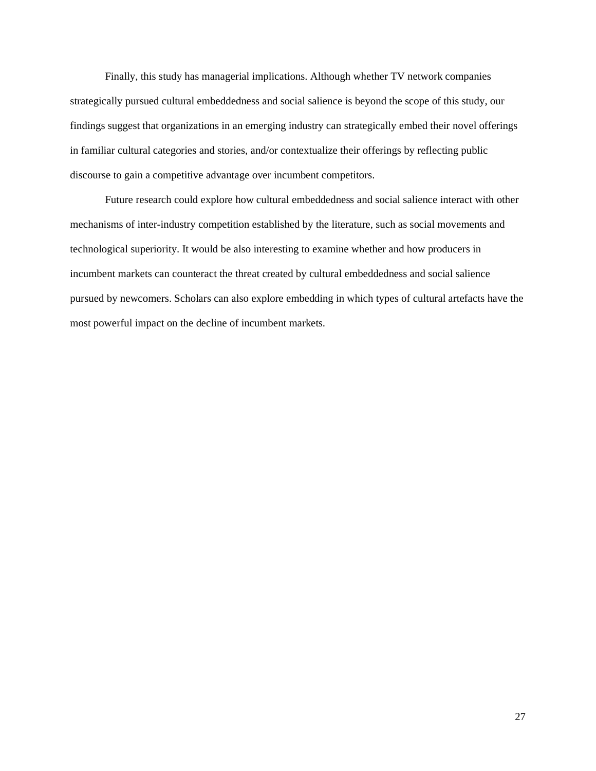Finally, this study has managerial implications. Although whether TV network companies strategically pursued cultural embeddedness and social salience is beyond the scope of this study, our findings suggest that organizations in an emerging industry can strategically embed their novel offerings in familiar cultural categories and stories, and/or contextualize their offerings by reflecting public discourse to gain a competitive advantage over incumbent competitors.

Future research could explore how cultural embeddedness and social salience interact with other mechanisms of inter-industry competition established by the literature, such as social movements and technological superiority. It would be also interesting to examine whether and how producers in incumbent markets can counteract the threat created by cultural embeddedness and social salience pursued by newcomers. Scholars can also explore embedding in which types of cultural artefacts have the most powerful impact on the decline of incumbent markets.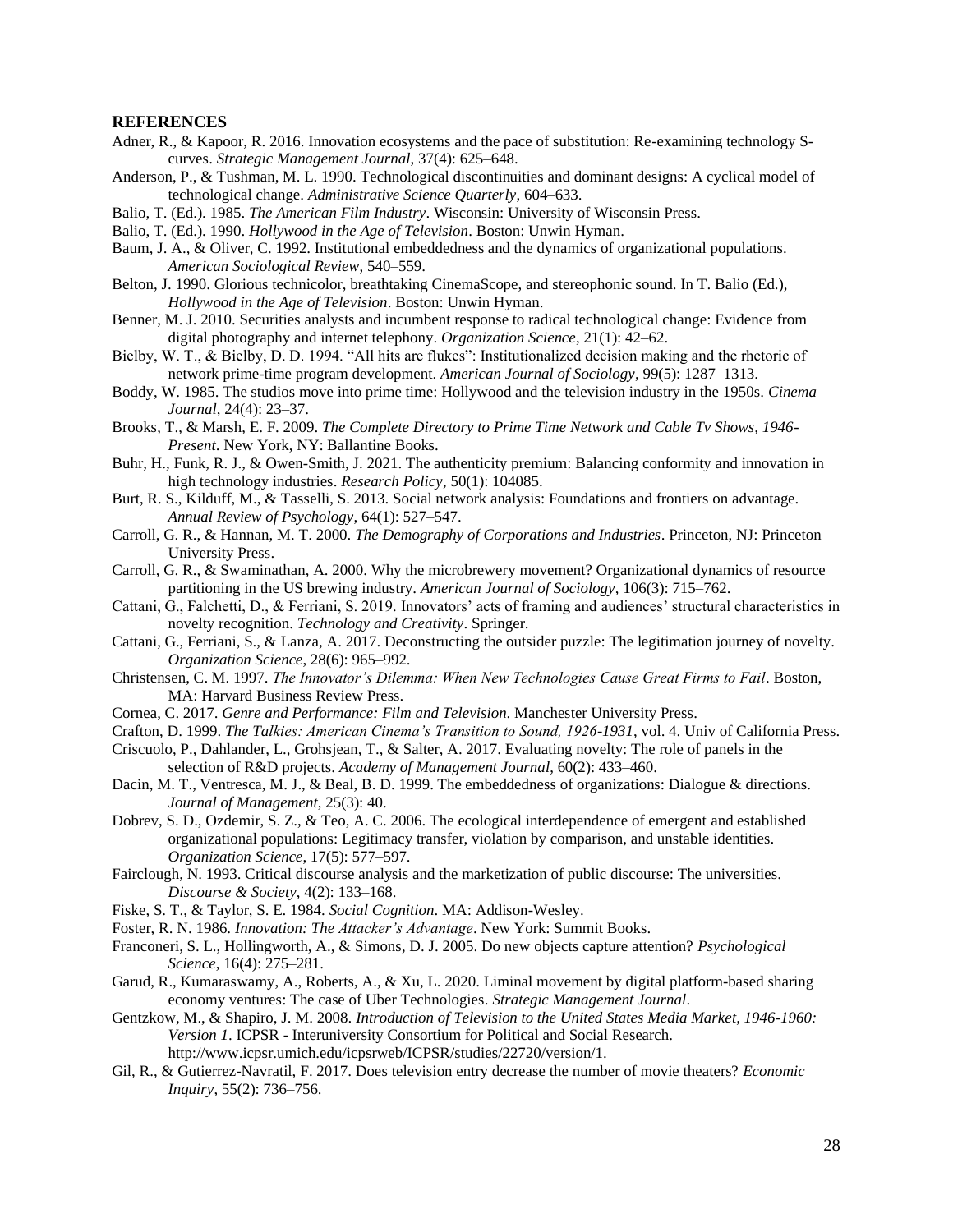## REFERENCES

Adner, R., & Kapoor, R. 2016. Innovation ecosystems and the pace of substitution: Re-examining technology S-curves. *Strategic Management Journal*, 37(4): 625–648.

Anderson, P., & Tushman, M. L. 1990. Technological discontinuities and dominant designs: A cyclical model of technological change. *Administrative Science Quarterly*, 604–633.

Balio, T. (Ed.). 1985. *The American Film Industry*. Wisconsin: University of Wisconsin Press.

Balio, T. (Ed.). 1990. *Hollywood in the Age of Television*. Boston: Unwin Hyman.

Baum, J. A., & Oliver, C. 1992. Institutional embeddedness and the dynamics of organizational populations. *American Sociological Review*, 540–559.

Belton, J. 1990. Glorious technicolor, breathtaking CinemaScope, and stereophonic sound. In T. Balio (Ed.), *Hollywood in the Age of Television*. Boston: Unwin Hyman.

Benner, M. J. 2010. Securities analysts and incumbent response to radical technological change: Evidence from digital photography and internet telephony. *Organization Science*, 21(1): 42–62.

Bielby, W. T., & Bielby, D. D. 1994. "All hits are flukes": Institutionalized decision making and the rhetoric of network prime-time program development. *American Journal of Sociology*, 99(5): 1287–1313.

Boddy, W. 1985. The studios move into prime time: Hollywood and the television industry in the 1950s. *Cinema Journal*, 24(4): 23–37.

Brooks, T., & Marsh, E. F. 2009. *The Complete Directory to Prime Time Network and Cable Tv Shows, 1946-Present*. New York, NY: Ballantine Books.

Buhr, H., Funk, R. J., & Owen-Smith, J. 2021. The authenticity premium: Balancing conformity and innovation in high technology industries. *Research Policy*, 50(1): 104085.

Burt, R. S., Kilduff, M., & Tasselli, S. 2013. Social network analysis: Foundations and frontiers on advantage. *Annual Review of Psychology*, 64(1): 527–547.

Carroll, G. R., & Hannan, M. T. 2000. *The Demography of Corporations and Industries*. Princeton, NJ: Princeton University Press.

Carroll, G. R., & Swaminathan, A. 2000. Why the microbrewery movement? Organizational dynamics of resource partitioning in the US brewing industry. *American Journal of Sociology*, 106(3): 715–762.

Cattani, G., Falchetti, D., & Ferriani, S. 2019. Innovators' acts of framing and audiences' structural characteristics in novelty recognition. *Technology and Creativity*. Springer.

Cattani, G., Ferriani, S., & Lanza, A. 2017. Deconstructing the outsider puzzle: The legitimation journey of novelty. *Organization Science*, 28(6): 965–992.

Christensen, C. M. 1997. *The Innovator's Dilemma: When New Technologies Cause Great Firms to Fail*. Boston, MA: Harvard Business Review Press.

Cornea, C. 2017. *Genre and Performance: Film and Television*. Manchester University Press.

Crafton, D. 1999. *The Talkies: American Cinema's Transition to Sound, 1926-1931*, vol. 4. Univ of California Press.

Criscuolo, P., Dahlander, L., Grohsjean, T., & Salter, A. 2017. Evaluating novelty: The role of panels in the selection of R&D projects. *Academy of Management Journal*, 60(2): 433–460.

Dacin, M. T., Ventresca, M. J., & Beal, B. D. 1999. The embeddedness of organizations: Dialogue & directions. *Journal of Management*, 25(3): 40.

Dobrev, S. D., Ozdemir, S. Z., & Teo, A. C. 2006. The ecological interdependence of emergent and established organizational populations: Legitimacy transfer, violation by comparison, and unstable identities. *Organization Science*, 17(5): 577–597.

Fairclough, N. 1993. Critical discourse analysis and the marketization of public discourse: The universities. *Discourse & Society*, 4(2): 133–168.

Fiske, S. T., & Taylor, S. E. 1984. *Social Cognition*. MA: Addison-Wesley.

Foster, R. N. 1986. *Innovation: The Attacker's Advantage*. New York: Summit Books.

Franconeri, S. L., Hollingworth, A., & Simons, D. J. 2005. Do new objects capture attention? *Psychological Science*, 16(4): 275–281.

Garud, R., Kumaraswamy, A., Roberts, A., & Xu, L. 2020. Liminal movement by digital platform-based sharing economy ventures: The case of Uber Technologies. *Strategic Management Journal*.

Gentzkow, M., & Shapiro, J. M. 2008. *Introduction of Television to the United States Media Market, 1946-1960: Version 1*. ICPSR - Interuniversity Consortium for Political and Social Research. http://www.icpsr.umich.edu/icpsrweb/ICPSR/studies/22720/version/1.

Gil, R., & Gutierrez-Navratil, F. 2017. Does television entry decrease the number of movie theaters? *Economic Inquiry*, 55(2): 736–756.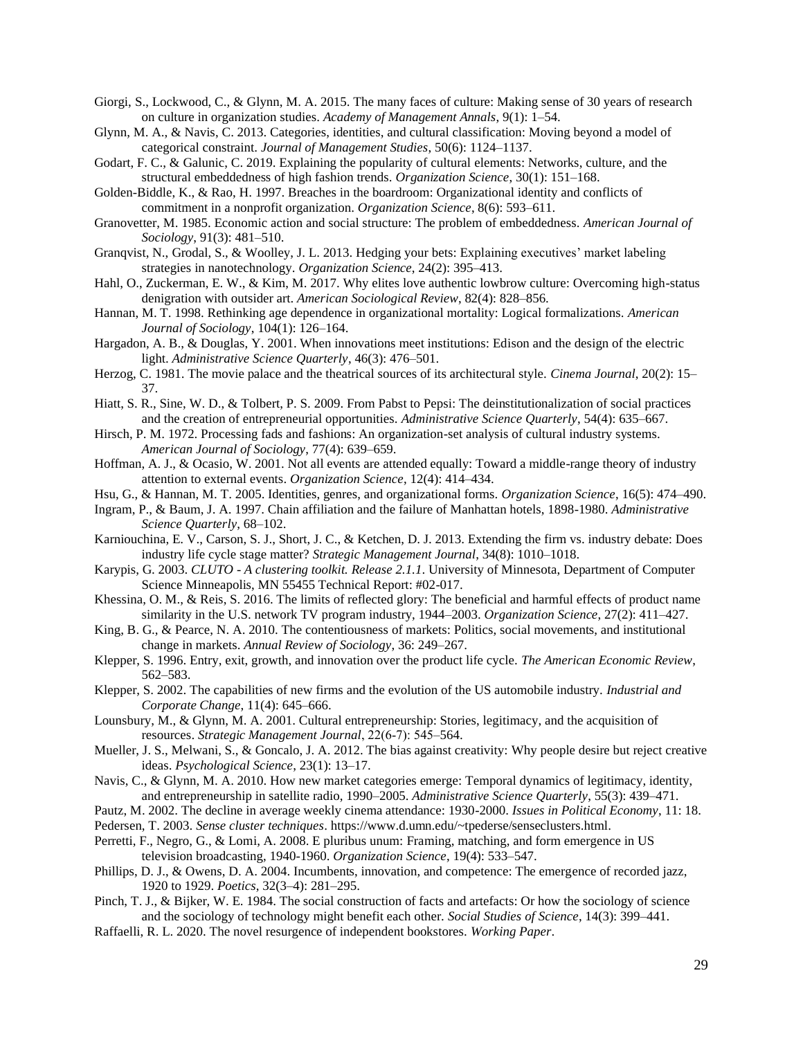Giorgi, S., Lockwood, C., & Glynn, M. A. 2015. The many faces of culture: Making sense of 30 years of research on culture in organization studies. *Academy of Management Annals*, 9(1): 1–54.

Glynn, M. A., & Navis, C. 2013. Categories, identities, and cultural classification: Moving beyond a model of categorical constraint. *Journal of Management Studies*, 50(6): 1124–1137.

Godart, F. C., & Galunic, C. 2019. Explaining the popularity of cultural elements: Networks, culture, and the structural embeddedness of high fashion trends. *Organization Science*, 30(1): 151–168.

Golden-Biddle, K., & Rao, H. 1997. Breaches in the boardroom: Organizational identity and conflicts of commitment in a nonprofit organization. *Organization Science*, 8(6): 593–611.

Granovetter, M. 1985. Economic action and social structure: The problem of embeddedness. *American Journal of Sociology*, 91(3): 481–510.

Granqvist, N., Grodal, S., & Woolley, J. L. 2013. Hedging your bets: Explaining executives' market labeling strategies in nanotechnology. *Organization Science*, 24(2): 395–413.

Hahl, O., Zuckerman, E. W., & Kim, M. 2017. Why elites love authentic lowbrow culture: Overcoming high-status denigration with outsider art. *American Sociological Review*, 82(4): 828–856.

Hannan, M. T. 1998. Rethinking age dependence in organizational mortality: Logical formalizations. *American Journal of Sociology*, 104(1): 126–164.

Hargadon, A. B., & Douglas, Y. 2001. When innovations meet institutions: Edison and the design of the electric light. *Administrative Science Quarterly*, 46(3): 476–501.

Herzog, C. 1981. The movie palace and the theatrical sources of its architectural style. *Cinema Journal*, 20(2): 15–37.

Hiatt, S. R., Sine, W. D., & Tolbert, P. S. 2009. From Pabst to Pepsi: The deinstitutionalization of social practices and the creation of entrepreneurial opportunities. *Administrative Science Quarterly*, 54(4): 635–667.

Hirsch, P. M. 1972. Processing fads and fashions: An organization-set analysis of cultural industry systems. *American Journal of Sociology*, 77(4): 639–659.

Hoffman, A. J., & Ocasio, W. 2001. Not all events are attended equally: Toward a middle-range theory of industry attention to external events. *Organization Science*, 12(4): 414–434.

Hsu, G., & Hannan, M. T. 2005. Identities, genres, and organizational forms. *Organization Science*, 16(5): 474–490.

Ingram, P., & Baum, J. A. 1997. Chain affiliation and the failure of Manhattan hotels, 1898-1980. *Administrative Science Quarterly*, 68–102.

Karniouchina, E. V., Carson, S. J., Short, J. C., & Ketchen, D. J. 2013. Extending the firm vs. industry debate: Does industry life cycle stage matter? *Strategic Management Journal*, 34(8): 1010–1018.

Karypis, G. 2003. *CLUTO - A clustering toolkit. Release 2.1.1*. University of Minnesota, Department of Computer Science Minneapolis, MN 55455 Technical Report: #02-017.

Khessina, O. M., & Reis, S. 2016. The limits of reflected glory: The beneficial and harmful effects of product name similarity in the U.S. network TV program industry, 1944–2003. *Organization Science*, 27(2): 411–427.

King, B. G., & Pearce, N. A. 2010. The contentiousness of markets: Politics, social movements, and institutional change in markets. *Annual Review of Sociology*, 36: 249–267.

Klepper, S. 1996. Entry, exit, growth, and innovation over the product life cycle. *The American Economic Review*, 562–583.

Klepper, S. 2002. The capabilities of new firms and the evolution of the US automobile industry. *Industrial and Corporate Change*, 11(4): 645–666.

Lounsbury, M., & Glynn, M. A. 2001. Cultural entrepreneurship: Stories, legitimacy, and the acquisition of resources. *Strategic Management Journal*, 22(6-7): 545–564.

Mueller, J. S., Melwani, S., & Goncalo, J. A. 2012. The bias against creativity: Why people desire but reject creative ideas. *Psychological Science*, 23(1): 13–17.

Navis, C., & Glynn, M. A. 2010. How new market categories emerge: Temporal dynamics of legitimacy, identity, and entrepreneurship in satellite radio, 1990–2005. *Administrative Science Quarterly*, 55(3): 439–471.

Pautz, M. 2002. The decline in average weekly cinema attendance: 1930-2000. *Issues in Political Economy*, 11: 18.

Pedersen, T. 2003. *Sense cluster techniques*. https://www.d.umn.edu/~tpederse/senseclusters.html.

Perretti, F., Negro, G., & Lomi, A. 2008. E pluribus unum: Framing, matching, and form emergence in US television broadcasting, 1940-1960. *Organization Science*, 19(4): 533–547.

Phillips, D. J., & Owens, D. A. 2004. Incumbents, innovation, and competence: The emergence of recorded jazz, 1920 to 1929. *Poetics*, 32(3–4): 281–295.

Pinch, T. J., & Bijker, W. E. 1984. The social construction of facts and artefacts: Or how the sociology of science and the sociology of technology might benefit each other. *Social Studies of Science*, 14(3): 399–441.

Raffaelli, R. L. 2020. The novel resurgence of independent bookstores. *Working Paper*.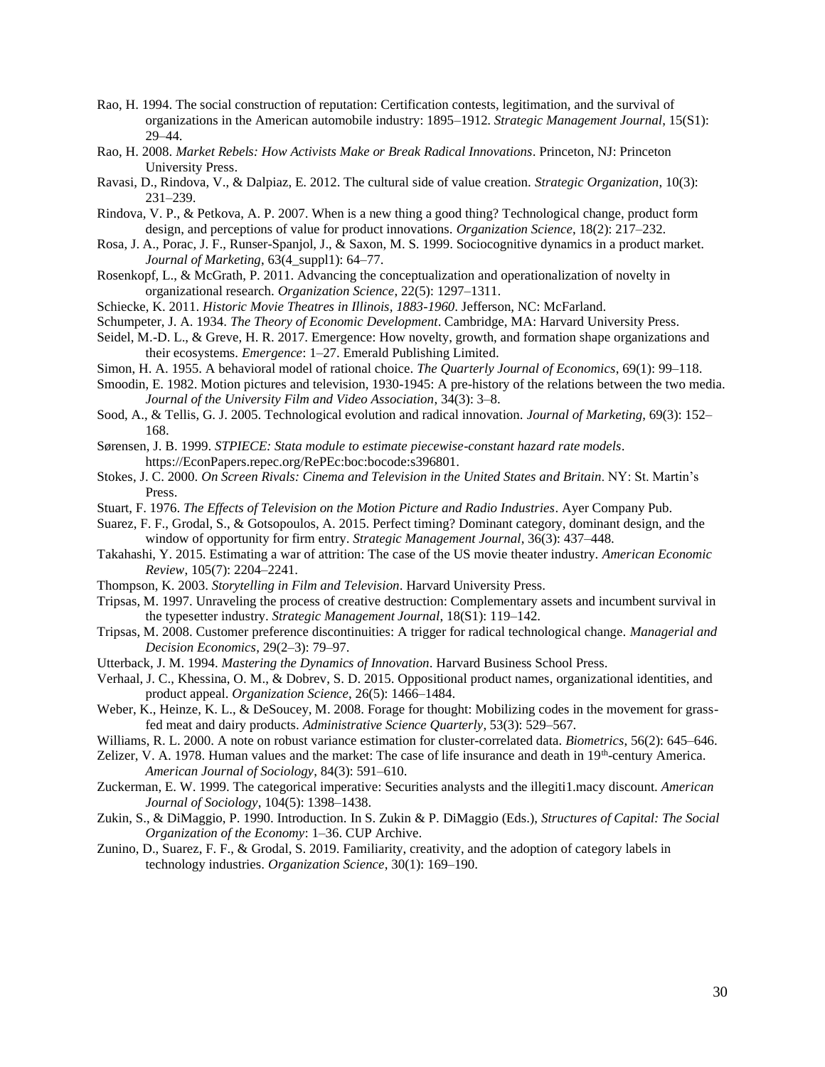Rao, H. 1994. The social construction of reputation: Certification contests, legitimation, and the survival of organizations in the American automobile industry: 1895–1912. *Strategic Management Journal*, 15(S1): 29–44.

Rao, H. 2008. *Market Rebels: How Activists Make or Break Radical Innovations*. Princeton, NJ: Princeton University Press.

Ravasi, D., Rindova, V., & Dalpiaz, E. 2012. The cultural side of value creation. *Strategic Organization*, 10(3): 231–239.

Rindova, V. P., & Petkova, A. P. 2007. When is a new thing a good thing? Technological change, product form design, and perceptions of value for product innovations. *Organization Science*, 18(2): 217–232.

Rosa, J. A., Porac, J. F., Runser-Spanjol, J., & Saxon, M. S. 1999. Sociocognitive dynamics in a product market. *Journal of Marketing*, 63(4_suppl1): 64–77.

Rosenkopf, L., & McGrath, P. 2011. Advancing the conceptualization and operationalization of novelty in organizational research. *Organization Science*, 22(5): 1297–1311.

Schiecke, K. 2011. *Historic Movie Theatres in Illinois, 1883-1960*. Jefferson, NC: McFarland.

Schumpeter, J. A. 1934. *The Theory of Economic Development*. Cambridge, MA: Harvard University Press.

Seidel, M.-D. L., & Greve, H. R. 2017. Emergence: How novelty, growth, and formation shape organizations and their ecosystems. *Emergence*: 1–27. Emerald Publishing Limited.

Simon, H. A. 1955. A behavioral model of rational choice. *The Quarterly Journal of Economics*, 69(1): 99–118.

Smoodin, E. 1982. Motion pictures and television, 1930-1945: A pre-history of the relations between the two media. *Journal of the University Film and Video Association*, 34(3): 3–8.

Sood, A., & Tellis, G. J. 2005. Technological evolution and radical innovation. *Journal of Marketing*, 69(3): 152–168.

Sørensen, J. B. 1999. *STPIECE: Stata module to estimate piecewise-constant hazard rate models*. https://EconPapers.repec.org/RePEc:boc:bocode:s396801.

Stokes, J. C. 2000. *On Screen Rivals: Cinema and Television in the United States and Britain*. NY: St. Martin's Press.

Stuart, F. 1976. *The Effects of Television on the Motion Picture and Radio Industries*. Ayer Company Pub.

Suarez, F. F., Grodal, S., & Gotsopoulos, A. 2015. Perfect timing? Dominant category, dominant design, and the window of opportunity for firm entry. *Strategic Management Journal*, 36(3): 437–448.

Takahashi, Y. 2015. Estimating a war of attrition: The case of the US movie theater industry. *American Economic Review*, 105(7): 2204–2241.

Thompson, K. 2003. *Storytelling in Film and Television*. Harvard University Press.

Tripsas, M. 1997. Unraveling the process of creative destruction: Complementary assets and incumbent survival in the typesetter industry. *Strategic Management Journal*, 18(S1): 119–142.

Tripsas, M. 2008. Customer preference discontinuities: A trigger for radical technological change. *Managerial and Decision Economics*, 29(2–3): 79–97.

Utterback, J. M. 1994. *Mastering the Dynamics of Innovation*. Harvard Business School Press.

Verhaal, J. C., Khessina, O. M., & Dobrev, S. D. 2015. Oppositional product names, organizational identities, and product appeal. *Organization Science*, 26(5): 1466–1484.

Weber, K., Heinze, K. L., & DeSoucey, M. 2008. Forage for thought: Mobilizing codes in the movement for grass-fed meat and dairy products. *Administrative Science Quarterly*, 53(3): 529–567.

Williams, R. L. 2000. A note on robust variance estimation for cluster-correlated data. *Biometrics*, 56(2): 645–646.

Zelizer, V. A. 1978. Human values and the market: The case of life insurance and death in 19th-century America. *American Journal of Sociology*, 84(3): 591–610.

Zuckerman, E. W. 1999. The categorical imperative: Securities analysts and the illegiti1.macy discount. *American Journal of Sociology*, 104(5): 1398–1438.

Zukin, S., & DiMaggio, P. 1990. Introduction. In S. Zukin & P. DiMaggio (Eds.), *Structures of Capital: The Social Organization of the Economy*: 1–36. CUP Archive.

Zunino, D., Suarez, F. F., & Grodal, S. 2019. Familiarity, creativity, and the adoption of category labels in technology industries. *Organization Science*, 30(1): 169–190.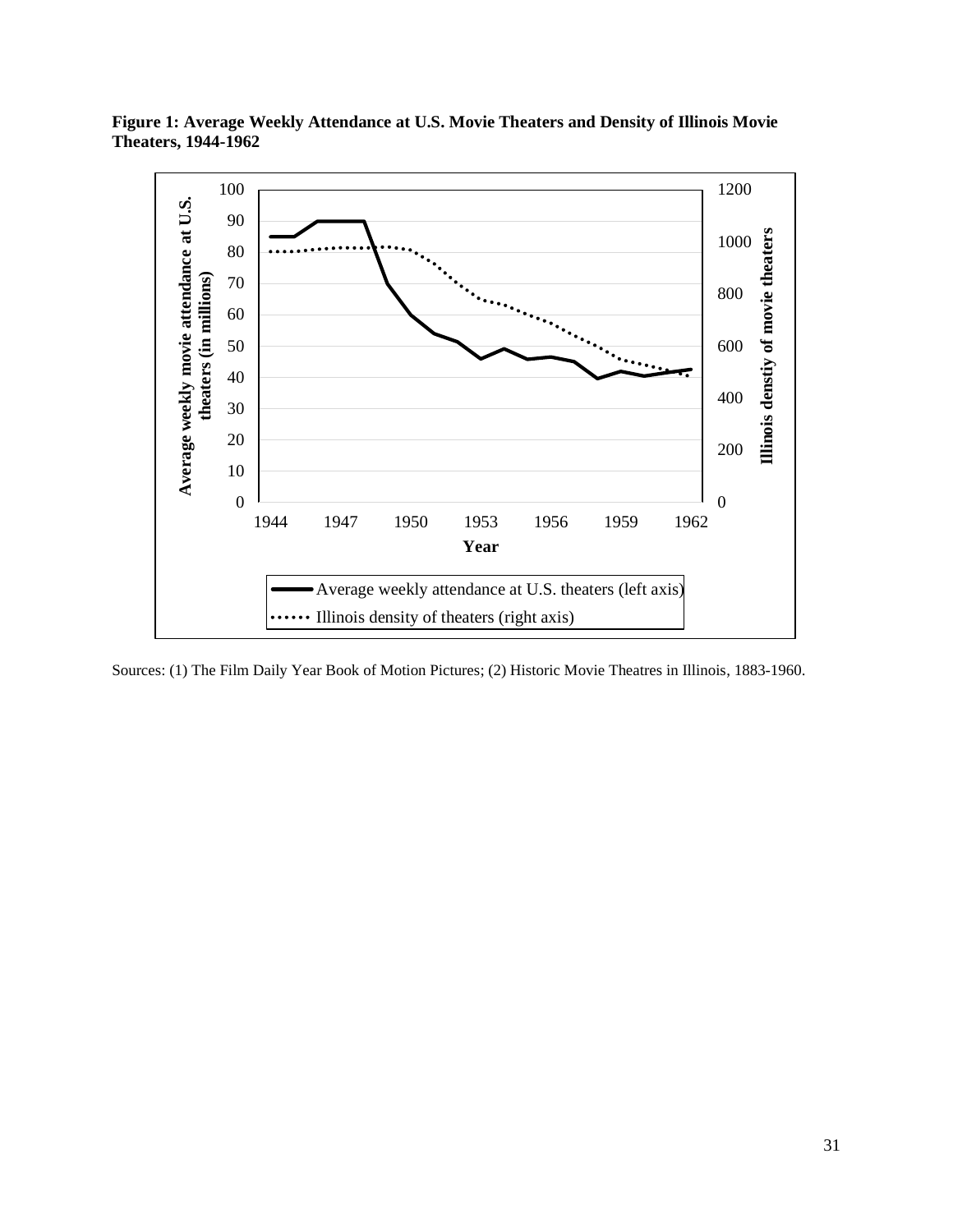**Figure 1: Average Weekly Attendance at U.S. Movie Theaters and Density of Illinois Movie Theaters, 1944-1962**

Sources: (1) The Film Daily Year Book of Motion Pictures; (2) Historic Movie Theatres in Illinois, 1883-1960.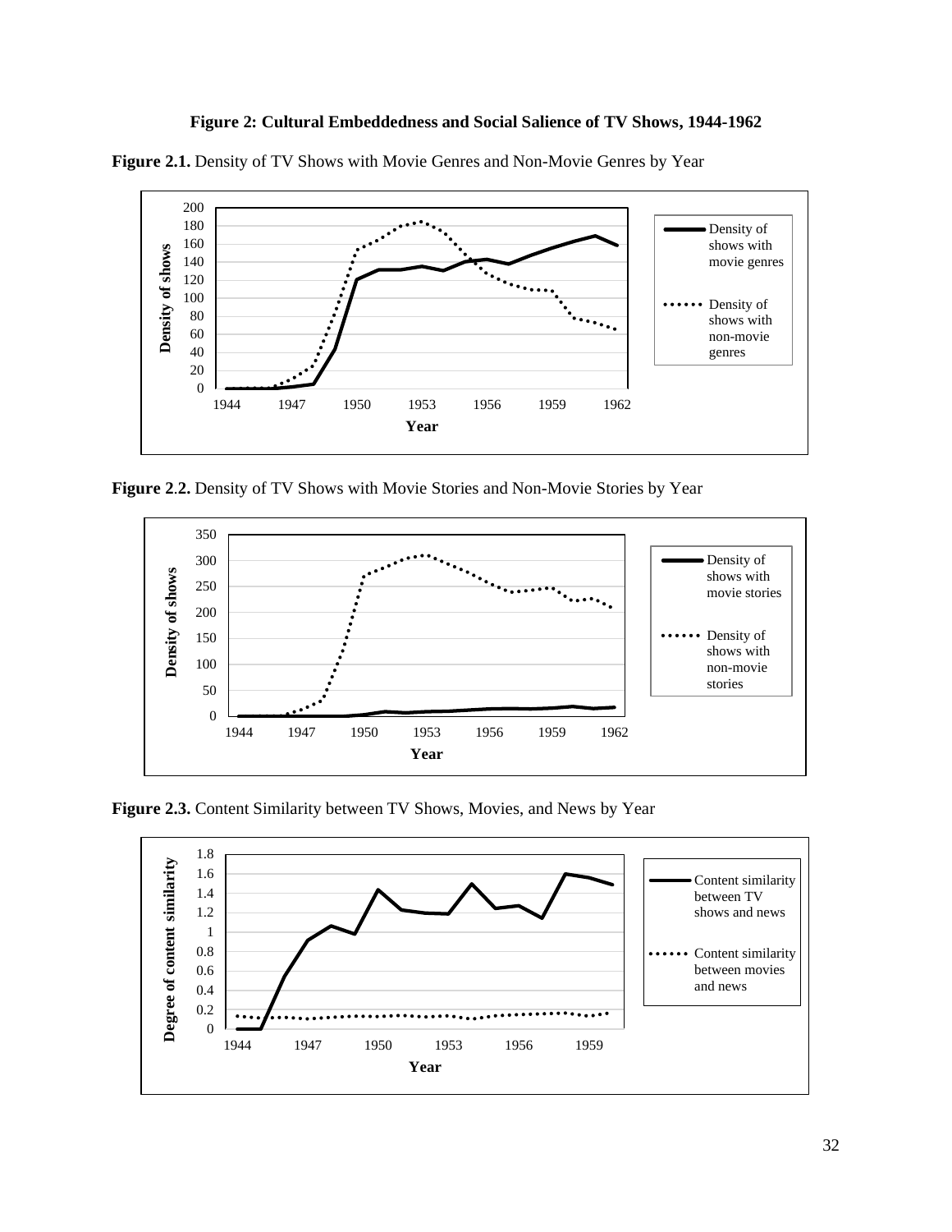**Figure 2: Cultural Embeddedness and Social Salience of TV Shows, 1944-1962**

**Figure 2.1.** Density of TV Shows with Movie Genres and Non-Movie Genres by Year

**Figure 2.2.** Density of TV Shows with Movie Stories and Non-Movie Stories by Year

**Figure 2.3.** Content Similarity between TV Shows, Movies, and News by Year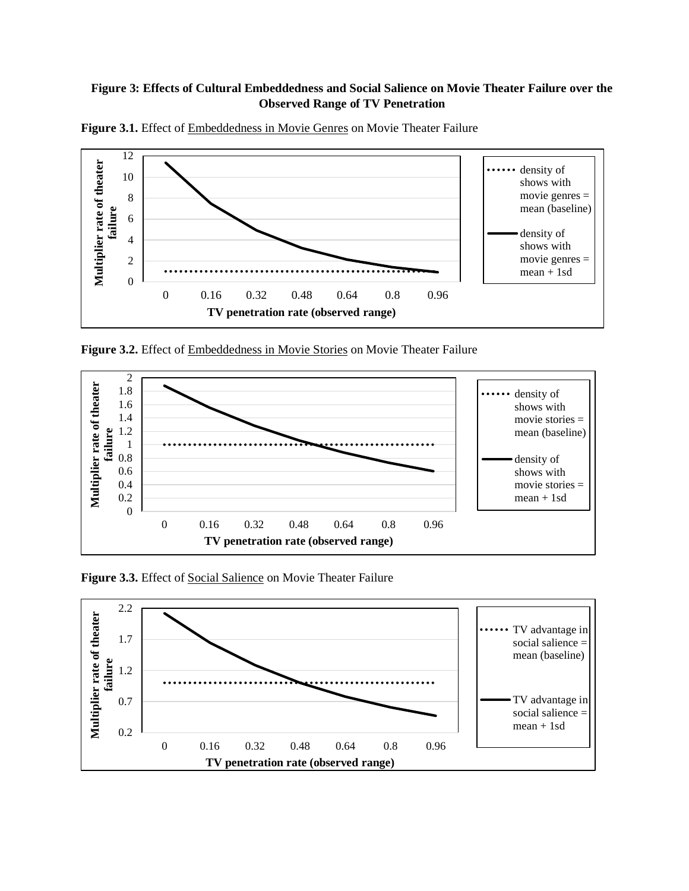**Figure 3: Effects of Cultural Embeddedness and Social Salience on Movie Theater Failure over the Observed Range of TV Penetration**

**Figure 3.1.** Effect of Embeddedness in Movie Genres on Movie Theater Failure

**Figure 3.2.** Effect of Embeddedness in Movie Stories on Movie Theater Failure

**Figure 3.3.** Effect of Social Salience on Movie Theater Failure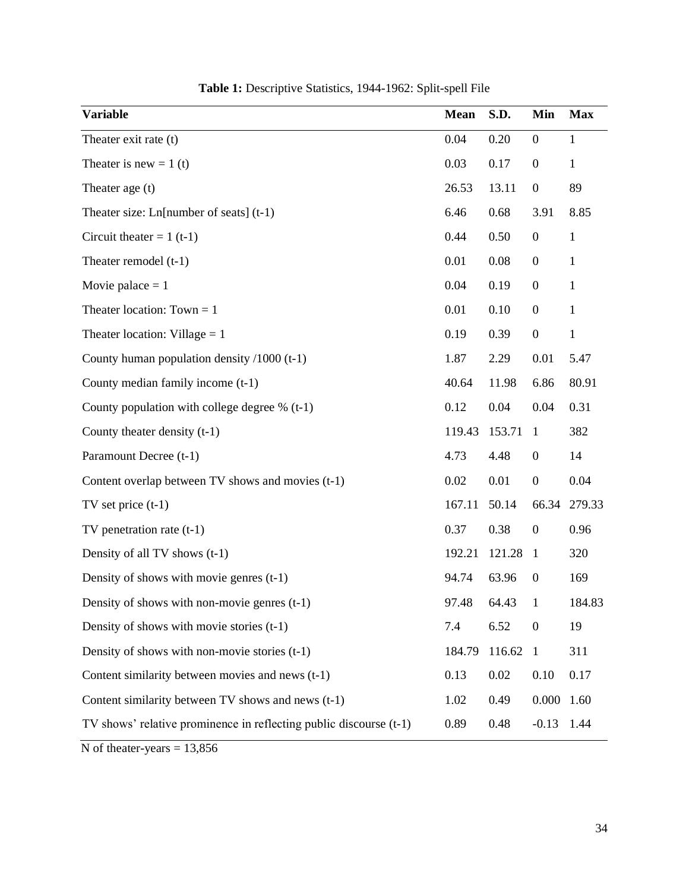**Table 1:** Descriptive Statistics, 1944-1962: Split-spell File

| Variable | Mean | S.D. | Min | Max |
|---|---|---|---|---|
| Theater exit rate (t) | 0.04 | 0.20 | 0 | 1 |
| Theater is new = 1 (t) | 0.03 | 0.17 | 0 | 1 |
| Theater age (t) | 26.53 | 13.11 | 0 | 89 |
| Theater size: Ln[number of seats] (t-1) | 6.46 | 0.68 | 3.91 | 8.85 |
| Circuit theater = 1 (t-1) | 0.44 | 0.50 | 0 | 1 |
| Theater remodel (t-1) | 0.01 | 0.08 | 0 | 1 |
| Movie palace = 1 | 0.04 | 0.19 | 0 | 1 |
| Theater location: Town = 1 | 0.01 | 0.10 | 0 | 1 |
| Theater location: Village = 1 | 0.19 | 0.39 | 0 | 1 |
| County human population density /1000 (t-1) | 1.87 | 2.29 | 0.01 | 5.47 |
| County median family income (t-1) | 40.64 | 11.98 | 6.86 | 80.91 |
| County population with college degree % (t-1) | 0.12 | 0.04 | 0.04 | 0.31 |
| County theater density (t-1) | 119.43 | 153.71 | 1 | 382 |
| Paramount Decree (t-1) | 4.73 | 4.48 | 0 | 14 |
| Content overlap between TV shows and movies (t-1) | 0.02 | 0.01 | 0 | 0.04 |
| TV set price (t-1) | 167.11 | 50.14 | 66.34 | 279.33 |
| TV penetration rate (t-1) | 0.37 | 0.38 | 0 | 0.96 |
| Density of all TV shows (t-1) | 192.21 | 121.28 | 1 | 320 |
| Density of shows with movie genres (t-1) | 94.74 | 63.96 | 0 | 169 |
| Density of shows with non-movie genres (t-1) | 97.48 | 64.43 | 1 | 184.83 |
| Density of shows with movie stories (t-1) | 7.4 | 6.52 | 0 | 19 |
| Density of shows with non-movie stories (t-1) | 184.79 | 116.62 | 1 | 311 |
| Content similarity between movies and news (t-1) | 0.13 | 0.02 | 0.10 | 0.17 |
| Content similarity between TV shows and news (t-1) | 1.02 | 0.49 | 0.000 | 1.60 |
| TV shows' relative prominence in reflecting public discourse (t-1) | 0.89 | 0.48 | -0.13 | 1.44 |

N of theater-years = 13,856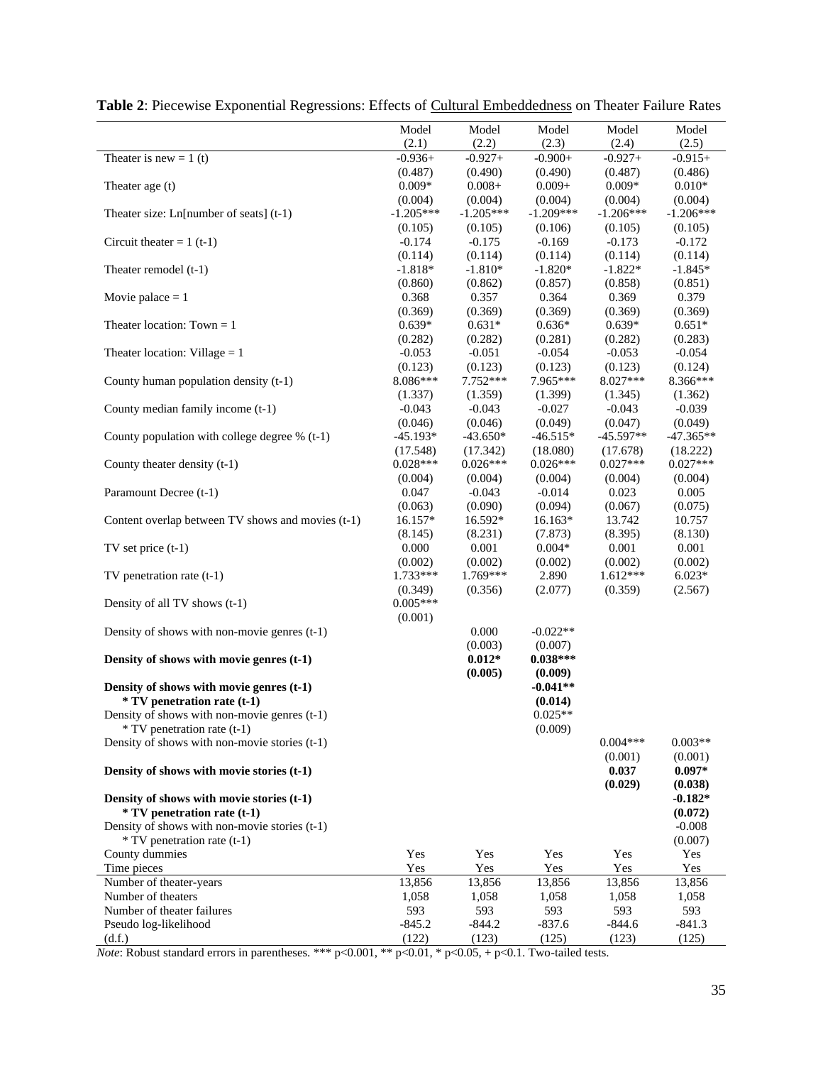**Table 2**: Piecewise Exponential Regressions: Effects of Cultural Embeddedness on Theater Failure Rates

| | Model (2.1) | Model (2.2) | Model (2.3) | Model (2.4) | Model (2.5) |
|---|---|---|---|---|---|
| Theater is new = 1 (t) | -0.936+ | -0.927+ | -0.900+ | -0.927+ | -0.915+ |
| | (0.487) | (0.490) | (0.490) | (0.487) | (0.486) |
| Theater age (t) | 0.009* | 0.008+ | 0.009+ | 0.009* | 0.010* |
| | (0.004) | (0.004) | (0.004) | (0.004) | (0.004) |
| Theater size: Ln[number of seats] (t-1) | -1.205*** | -1.205*** | -1.209*** | -1.206*** | -1.206*** |
| | (0.105) | (0.105) | (0.106) | (0.105) | (0.105) |
| Circuit theater = 1 (t-1) | -0.174 | -0.175 | -0.169 | -0.173 | -0.172 |
| | (0.114) | (0.114) | (0.114) | (0.114) | (0.114) |
| Theater remodel (t-1) | -1.818* | -1.810* | -1.820* | -1.822* | -1.845* |
| | (0.860) | (0.862) | (0.857) | (0.858) | (0.851) |
| Movie palace = 1 | 0.368 | 0.357 | 0.364 | 0.369 | 0.379 |
| | (0.369) | (0.369) | (0.369) | (0.369) | (0.369) |
| Theater location: Town = 1 | 0.639* | 0.631* | 0.636* | 0.639* | 0.651* |
| | (0.282) | (0.282) | (0.281) | (0.282) | (0.283) |
| Theater location: Village = 1 | -0.053 | -0.051 | -0.054 | -0.053 | -0.054 |
| | (0.123) | (0.123) | (0.123) | (0.123) | (0.124) |
| County human population density (t-1) | 8.086*** | 7.752*** | 7.965*** | 8.027*** | 8.366*** |
| | (1.337) | (1.359) | (1.399) | (1.345) | (1.362) |
| County median family income (t-1) | -0.043 | -0.043 | -0.027 | -0.043 | -0.039 |
| | (0.046) | (0.046) | (0.049) | (0.047) | (0.049) |
| County population with college degree % (t-1) | -45.193* | -43.650* | -46.515* | -45.597** | -47.365** |
| | (17.548) | (17.342) | (18.080) | (17.678) | (18.222) |
| County theater density (t-1) | 0.028*** | 0.026*** | 0.026*** | 0.027*** | 0.027*** |
| | (0.004) | (0.004) | (0.004) | (0.004) | (0.004) |
| Paramount Decree (t-1) | 0.047 | -0.043 | -0.014 | 0.023 | 0.005 |
| | (0.063) | (0.090) | (0.094) | (0.067) | (0.075) |
| Content overlap between TV shows and movies (t-1) | 16.157* | 16.592* | 16.163* | 13.742 | 10.757 |
| | (8.145) | (8.231) | (7.873) | (8.395) | (8.130) |
| TV set price (t-1) | 0.000 | 0.001 | 0.004* | 0.001 | 0.001 |
| | (0.002) | (0.002) | (0.002) | (0.002) | (0.002) |
| TV penetration rate (t-1) | 1.733*** | 1.769*** | 2.890 | 1.612*** | 6.023* |
| | (0.349) | (0.356) | (2.077) | (0.359) | (2.567) |
| Density of all TV shows (t-1) | 0.005*** | | | | |
| | (0.001) | | | | |
| Density of shows with non-movie genres (t-1) | | 0.000 | -0.022** | | |
| | | (0.003) | (0.007) | | |
| **Density of shows with movie genres (t-1)** | | **0.012*** | **0.038***** | | |
| | | **(0.005)** | **(0.009)** | | |
| **Density of shows with movie genres (t-1) * TV penetration rate (t-1)** | | | **-0.041**** | | |
| | | | **(0.014)** | | |
| Density of shows with non-movie genres (t-1) * TV penetration rate (t-1) | | | 0.025** | | |
| | | | (0.009) | | |
| Density of shows with non-movie stories (t-1) | | | | 0.004*** | 0.003** |
| | | | | (0.001) | (0.001) |
| **Density of shows with movie stories (t-1)** | | | | **0.037** | **0.097*** |
| | | | | **(0.029)** | **(0.038)** |
| **Density of shows with movie stories (t-1) * TV penetration rate (t-1)** | | | | | **-0.182*** |
| | | | | | **(0.072)** |
| Density of shows with non-movie stories (t-1) * TV penetration rate (t-1) | | | | | -0.008 |
| | | | | | (0.007) |
| County dummies | Yes | Yes | Yes | Yes | Yes |
| Time pieces | Yes | Yes | Yes | Yes | Yes |
| Number of theater-years | 13,856 | 13,856 | 13,856 | 13,856 | 13,856 |
| Number of theaters | 1,058 | 1,058 | 1,058 | 1,058 | 1,058 |
| Number of theater failures | 593 | 593 | 593 | 593 | 593 |
| Pseudo log-likelihood | -845.2 | -844.2 | -837.6 | -844.6 | -841.3 |
| (d.f.) | (122) | (123) | (125) | (123) | (125) |

*Note*: Robust standard errors in parentheses. *** p<0.001, ** p<0.01, * p<0.05, + p<0.1. Two-tailed tests.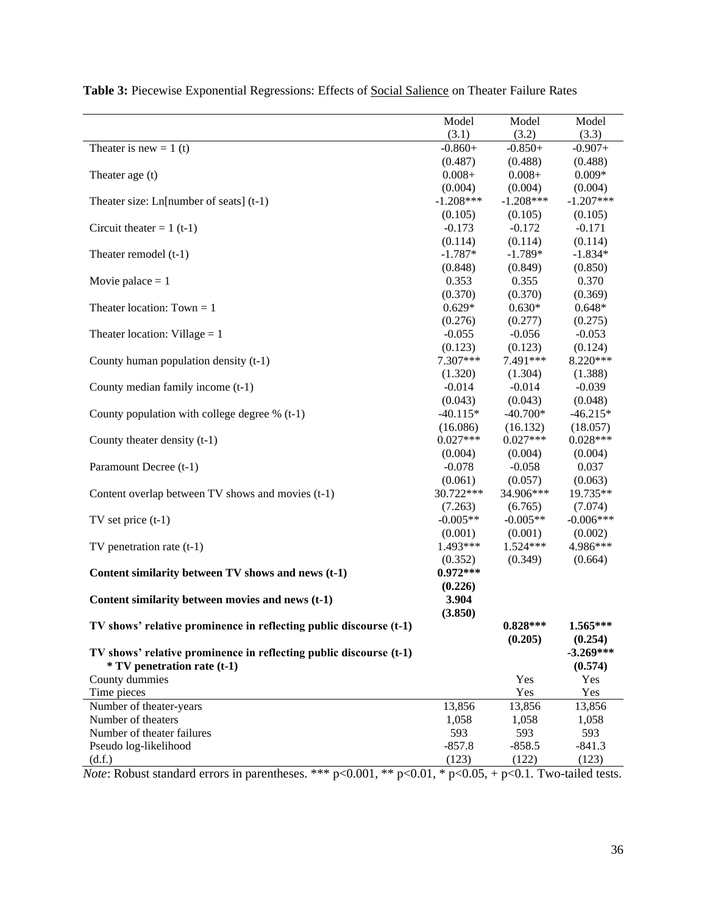**Table 3:** Piecewise Exponential Regressions: Effects of Social Salience on Theater Failure Rates

| | Model (3.1) | Model (3.2) | Model (3.3) |
|---|---|---|---|
| Theater is new = 1 (t) | -0.860+ | -0.850+ | -0.907+ |
| | (0.487) | (0.488) | (0.488) |
| Theater age (t) | 0.008+ | 0.008+ | 0.009* |
| | (0.004) | (0.004) | (0.004) |
| Theater size: Ln[number of seats] (t-1) | -1.208*** | -1.208*** | -1.207*** |
| | (0.105) | (0.105) | (0.105) |
| Circuit theater = 1 (t-1) | -0.173 | -0.172 | -0.171 |
| | (0.114) | (0.114) | (0.114) |
| Theater remodel (t-1) | -1.787* | -1.789* | -1.834* |
| | (0.848) | (0.849) | (0.850) |
| Movie palace = 1 | 0.353 | 0.355 | 0.370 |
| | (0.370) | (0.370) | (0.369) |
| Theater location: Town = 1 | 0.629* | 0.630* | 0.648* |
| | (0.276) | (0.277) | (0.275) |
| Theater location: Village = 1 | -0.055 | -0.056 | -0.053 |
| | (0.123) | (0.123) | (0.124) |
| County human population density (t-1) | 7.307*** | 7.491*** | 8.220*** |
| | (1.320) | (1.304) | (1.388) |
| County median family income (t-1) | -0.014 | -0.014 | -0.039 |
| | (0.043) | (0.043) | (0.048) |
| County population with college degree % (t-1) | -40.115* | -40.700* | -46.215* |
| | (16.086) | (16.132) | (18.057) |
| County theater density (t-1) | 0.027*** | 0.027*** | 0.028*** |
| | (0.004) | (0.004) | (0.004) |
| Paramount Decree (t-1) | -0.078 | -0.058 | 0.037 |
| | (0.061) | (0.057) | (0.063) |
| Content overlap between TV shows and movies (t-1) | 30.722*** | 34.906*** | 19.735** |
| | (7.263) | (6.765) | (7.074) |
| TV set price (t-1) | -0.005** | -0.005** | -0.006*** |
| | (0.001) | (0.001) | (0.002) |
| TV penetration rate (t-1) | 1.493*** | 1.524*** | 4.986*** |
| | (0.352) | (0.349) | (0.664) |
| **Content similarity between TV shows and news (t-1)** | **0.972*** ** | | |
| | **(0.226)** | | |
| **Content similarity between movies and news (t-1)** | **3.904** | | |
| | **(3.850)** | | |
| **TV shows' relative prominence in reflecting public discourse (t-1)** | | **0.828*** ** | **1.565*** ** |
| | | **(0.205)** | **(0.254)** |
| **TV shows' relative prominence in reflecting public discourse (t-1) * TV penetration rate (t-1)** | | | **-3.269*** ** |
| | | | **(0.574)** |
| County dummies | | Yes | Yes |
| Time pieces | | Yes | Yes |
| Number of theater-years | 13,856 | 13,856 | 13,856 |
| Number of theaters | 1,058 | 1,058 | 1,058 |
| Number of theater failures | 593 | 593 | 593 |
| Pseudo log-likelihood | -857.8 | -858.5 | -841.3 |
| (d.f.) | (123) | (122) | (123) |

*Note*: Robust standard errors in parentheses. *** p<0.001, ** p<0.01, * p<0.05, + p<0.1. Two-tailed tests.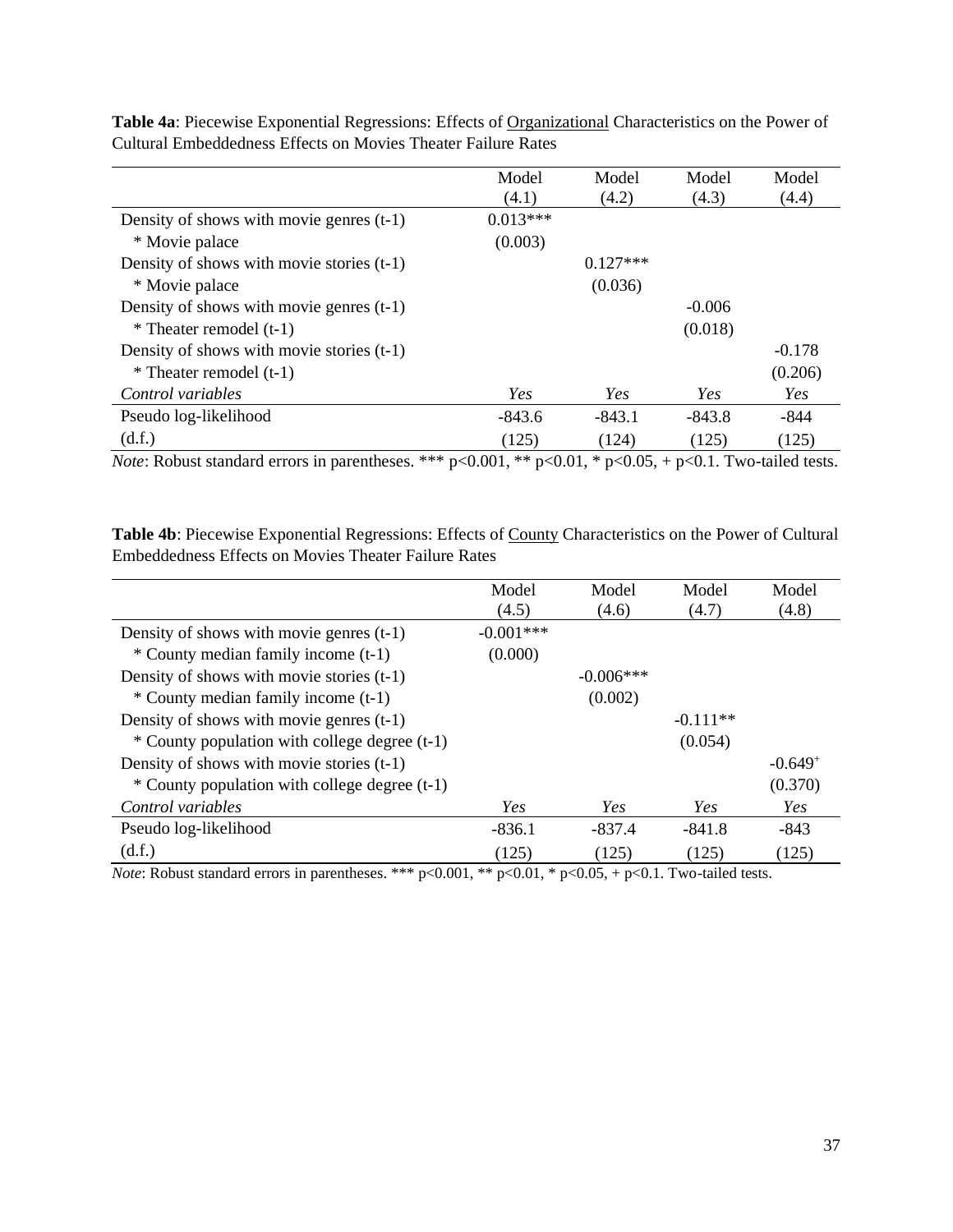**Table 4a**: Piecewise Exponential Regressions: Effects of Organizational Characteristics on the Power of Cultural Embeddedness Effects on Movies Theater Failure Rates

| | Model (4.1) | Model (4.2) | Model (4.3) | Model (4.4) |
|---|---|---|---|---|
| Density of shows with movie genres (t-1) | 0.013*** | | | |
| * Movie palace | (0.003) | | | |
| Density of shows with movie stories (t-1) | | 0.127*** | | |
| * Movie palace | | (0.036) | | |
| Density of shows with movie genres (t-1) | | | -0.006 | |
| * Theater remodel (t-1) | | | (0.018) | |
| Density of shows with movie stories (t-1) | | | | -0.178 |
| * Theater remodel (t-1) | | | | (0.206) |
| *Control variables* | *Yes* | *Yes* | *Yes* | *Yes* |
| Pseudo log-likelihood | -843.6 | -843.1 | -843.8 | -844 |
| (d.f.) | (125) | (124) | (125) | (125) |

*Note*: Robust standard errors in parentheses. *** p<0.001, ** p<0.01, * p<0.05, + p<0.1. Two-tailed tests.

**Table 4b**: Piecewise Exponential Regressions: Effects of County Characteristics on the Power of Cultural Embeddedness Effects on Movies Theater Failure Rates

| | Model (4.5) | Model (4.6) | Model (4.7) | Model (4.8) |
|---|---|---|---|---|
| Density of shows with movie genres (t-1) | -0.001*** | | | |
| * County median family income (t-1) | (0.000) | | | |
| Density of shows with movie stories (t-1) | | -0.006*** | | |
| * County median family income (t-1) | | (0.002) | | |
| Density of shows with movie genres (t-1) | | | -0.111** | |
| * County population with college degree (t-1) | | | (0.054) | |
| Density of shows with movie stories (t-1) | | | | $-0.649^{+}$ |
| * County population with college degree (t-1) | | | | (0.370) |
| *Control variables* | *Yes* | *Yes* | *Yes* | *Yes* |
| Pseudo log-likelihood | -836.1 | -837.4 | -841.8 | -843 |
| (d.f.) | (125) | (125) | (125) | (125) |

*Note*: Robust standard errors in parentheses. *** p<0.001, ** p<0.01, * p<0.05, + p<0.1. Two-tailed tests.